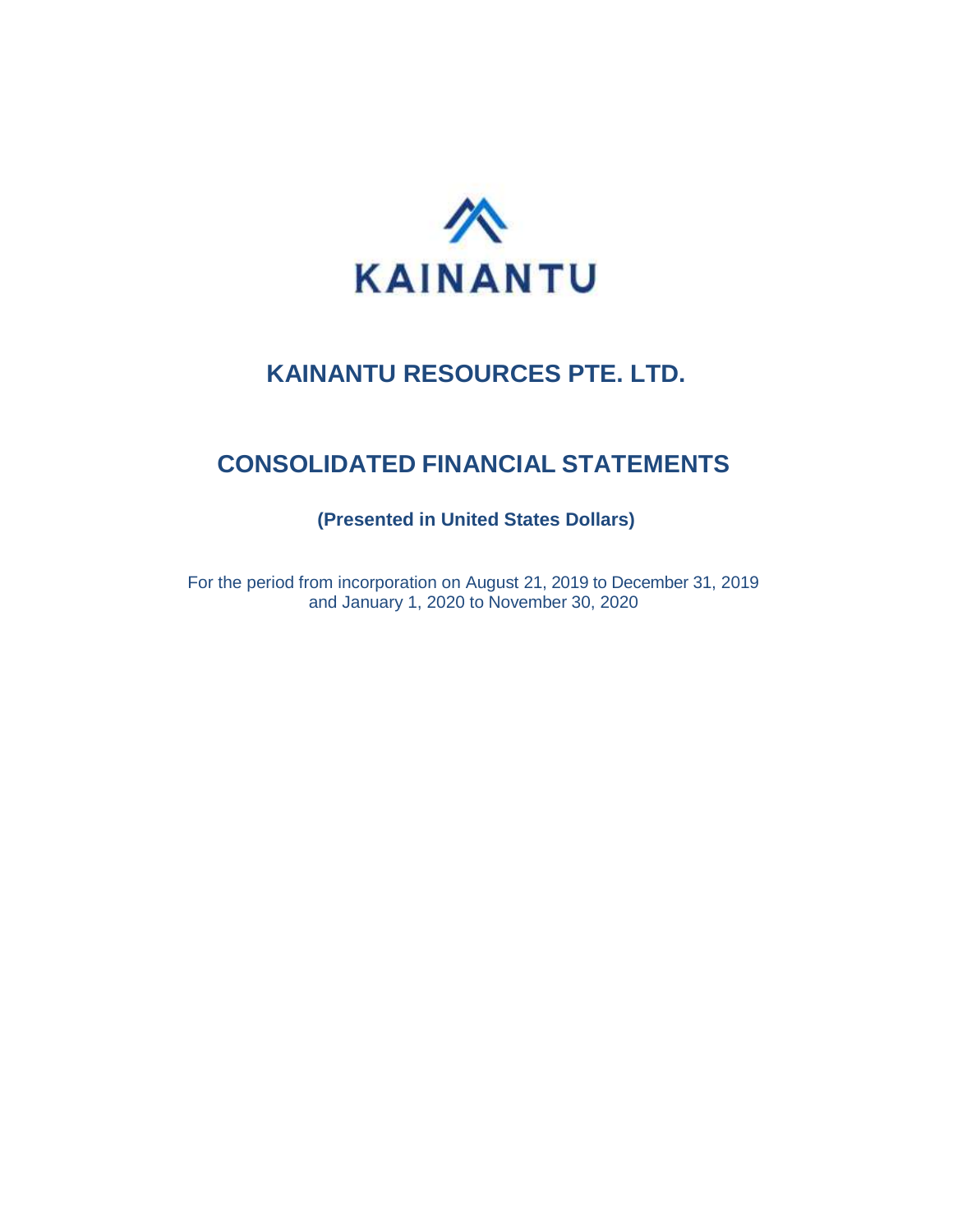KAINANTU

# KAINANTU RESOURCES PTE. LTD.

# CONSOLIDATED FINANCIAL STATEMENTS

**(Presented in United States Dollars)**

For the period from incorporation on August 21, 2019 to December 31, 2019
and January 1, 2020 to November 30, 2020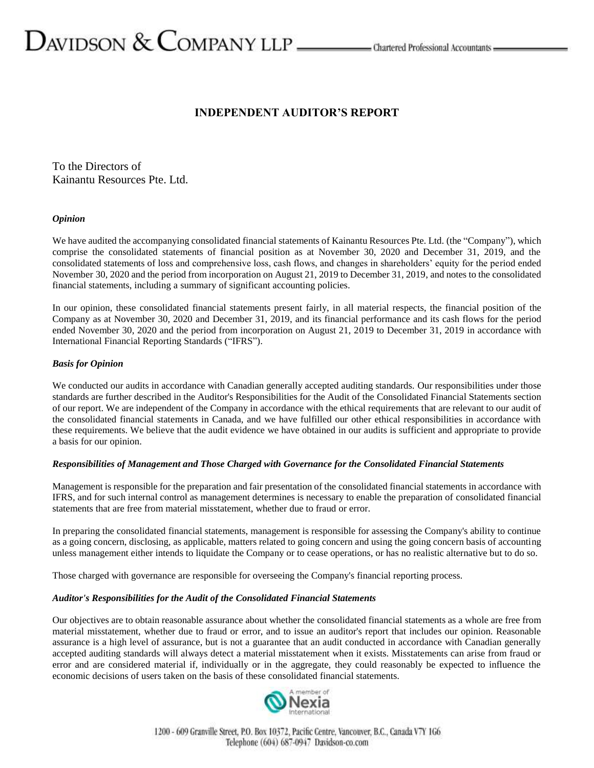# INDEPENDENT AUDITOR'S REPORT

To the Directors of
Kainantu Resources Pte. Ltd.

### *Opinion*

We have audited the accompanying consolidated financial statements of Kainantu Resources Pte. Ltd. (the "Company"), which comprise the consolidated statements of financial position as at November 30, 2020 and December 31, 2019, and the consolidated statements of loss and comprehensive loss, cash flows, and changes in shareholders' equity for the period ended November 30, 2020 and the period from incorporation on August 21, 2019 to December 31, 2019, and notes to the consolidated financial statements, including a summary of significant accounting policies.

In our opinion, these consolidated financial statements present fairly, in all material respects, the financial position of the Company as at November 30, 2020 and December 31, 2019, and its financial performance and its cash flows for the period ended November 30, 2020 and the period from incorporation on August 21, 2019 to December 31, 2019 in accordance with International Financial Reporting Standards ("IFRS").

### *Basis for Opinion*

We conducted our audits in accordance with Canadian generally accepted auditing standards. Our responsibilities under those standards are further described in the Auditor's Responsibilities for the Audit of the Consolidated Financial Statements section of our report. We are independent of the Company in accordance with the ethical requirements that are relevant to our audit of the consolidated financial statements in Canada, and we have fulfilled our other ethical responsibilities in accordance with these requirements. We believe that the audit evidence we have obtained in our audits is sufficient and appropriate to provide a basis for our opinion.

### *Responsibilities of Management and Those Charged with Governance for the Consolidated Financial Statements*

Management is responsible for the preparation and fair presentation of the consolidated financial statements in accordance with IFRS, and for such internal control as management determines is necessary to enable the preparation of consolidated financial statements that are free from material misstatement, whether due to fraud or error.

In preparing the consolidated financial statements, management is responsible for assessing the Company's ability to continue as a going concern, disclosing, as applicable, matters related to going concern and using the going concern basis of accounting unless management either intends to liquidate the Company or to cease operations, or has no realistic alternative but to do so.

Those charged with governance are responsible for overseeing the Company's financial reporting process.

### *Auditor's Responsibilities for the Audit of the Consolidated Financial Statements*

Our objectives are to obtain reasonable assurance about whether the consolidated financial statements as a whole are free from material misstatement, whether due to fraud or error, and to issue an auditor's report that includes our opinion. Reasonable assurance is a high level of assurance, but is not a guarantee that an audit conducted in accordance with Canadian generally accepted auditing standards will always detect a material misstatement when it exists. Misstatements can arise from fraud or error and are considered material if, individually or in the aggregate, they could reasonably be expected to influence the economic decisions of users taken on the basis of these consolidated financial statements.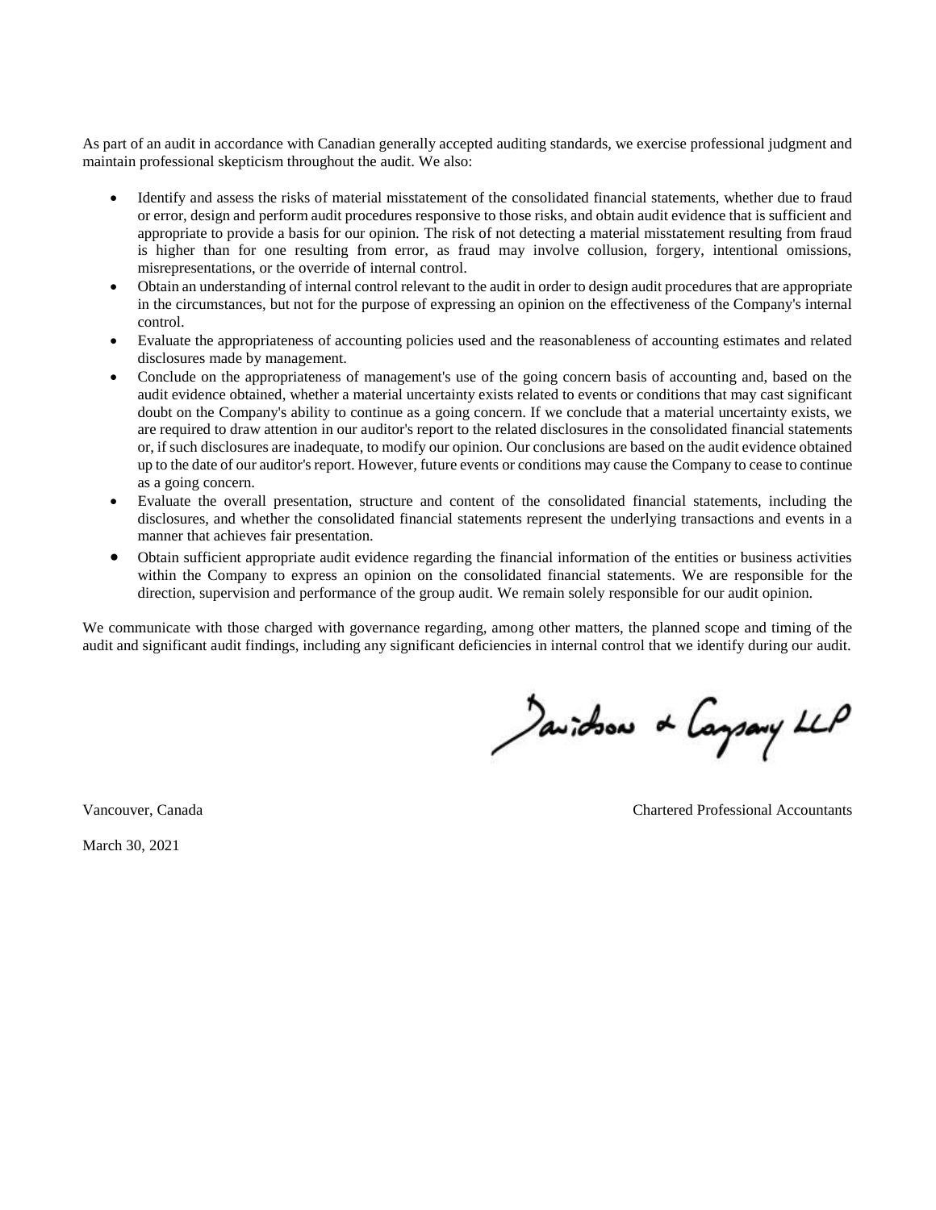As part of an audit in accordance with Canadian generally accepted auditing standards, we exercise professional judgment and maintain professional skepticism throughout the audit. We also:

- Identify and assess the risks of material misstatement of the consolidated financial statements, whether due to fraud or error, design and perform audit procedures responsive to those risks, and obtain audit evidence that is sufficient and appropriate to provide a basis for our opinion. The risk of not detecting a material misstatement resulting from fraud is higher than for one resulting from error, as fraud may involve collusion, forgery, intentional omissions, misrepresentations, or the override of internal control.
- Obtain an understanding of internal control relevant to the audit in order to design audit procedures that are appropriate in the circumstances, but not for the purpose of expressing an opinion on the effectiveness of the Company's internal control.
- Evaluate the appropriateness of accounting policies used and the reasonableness of accounting estimates and related disclosures made by management.
- Conclude on the appropriateness of management's use of the going concern basis of accounting and, based on the audit evidence obtained, whether a material uncertainty exists related to events or conditions that may cast significant doubt on the Company's ability to continue as a going concern. If we conclude that a material uncertainty exists, we are required to draw attention in our auditor's report to the related disclosures in the consolidated financial statements or, if such disclosures are inadequate, to modify our opinion. Our conclusions are based on the audit evidence obtained up to the date of our auditor's report. However, future events or conditions may cause the Company to cease to continue as a going concern.
- Evaluate the overall presentation, structure and content of the consolidated financial statements, including the disclosures, and whether the consolidated financial statements represent the underlying transactions and events in a manner that achieves fair presentation.
- Obtain sufficient appropriate audit evidence regarding the financial information of the entities or business activities within the Company to express an opinion on the consolidated financial statements. We are responsible for the direction, supervision and performance of the group audit. We remain solely responsible for our audit opinion.

We communicate with those charged with governance regarding, among other matters, the planned scope and timing of the audit and significant audit findings, including any significant deficiencies in internal control that we identify during our audit.

Davidson & Company LLP

Vancouver, Canada

Chartered Professional Accountants

March 30, 2021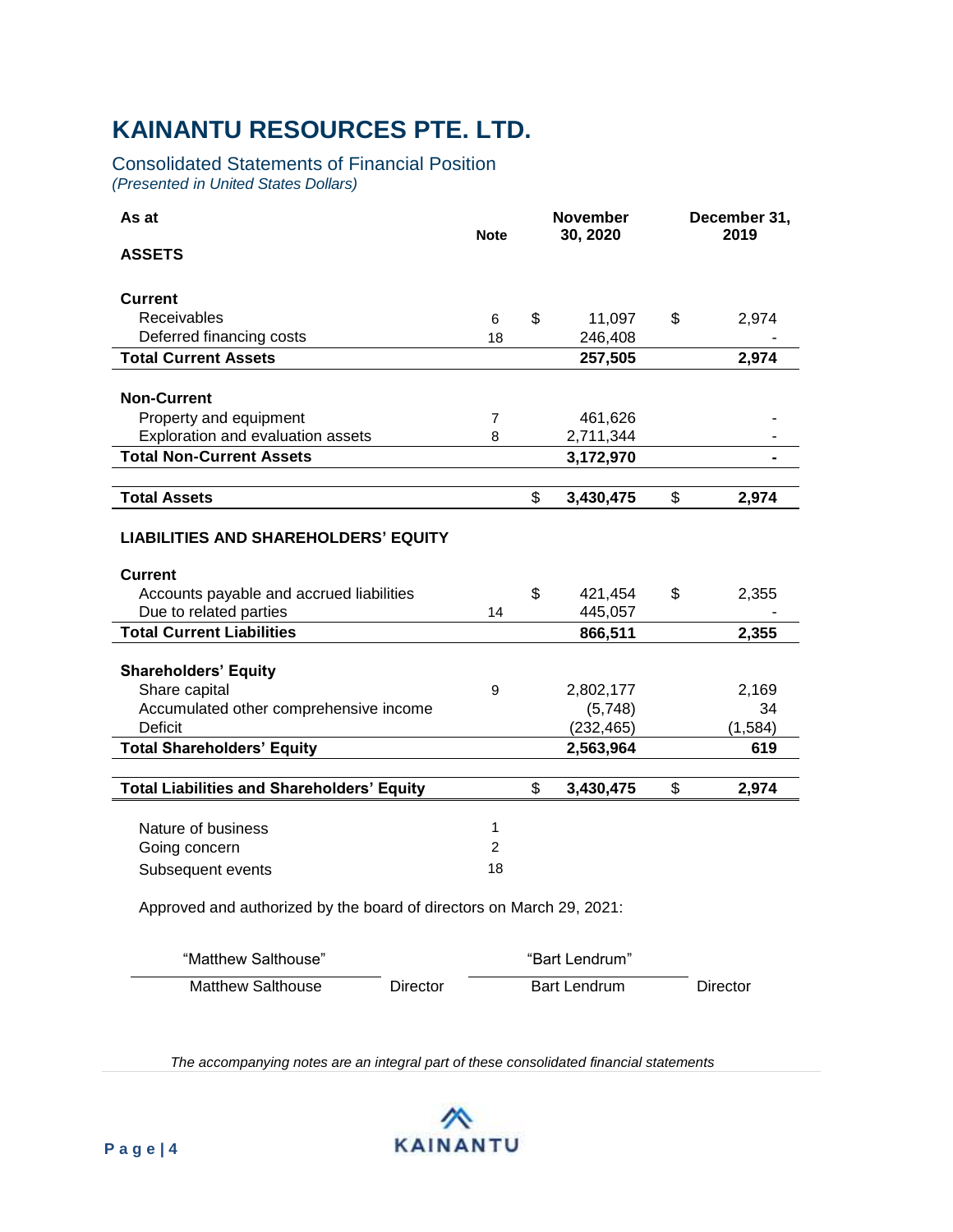# KAINANTU RESOURCES PTE. LTD.

## Consolidated Statements of Financial Position

*(Presented in United States Dollars)*

| As at | Note | November 30, 2020 | December 31, 2019 |
|---|---|---|---|
| **ASSETS** | | | |
| **Current** | | | |
| Receivables | 6 | $ 11,097 | $ 2,974 |
| Deferred financing costs | 18 | 246,408 | - |
| **Total Current Assets** | | **257,505** | **2,974** |
| **Non-Current** | | | |
| Property and equipment | 7 | 461,626 | - |
| Exploration and evaluation assets | 8 | 2,711,344 | - |
| **Total Non-Current Assets** | | **3,172,970** | **-** |
| **Total Assets** | | **$ 3,430,475** | **$ 2,974** |
| **LIABILITIES AND SHAREHOLDERS' EQUITY** | | | |
| **Current** | | | |
| Accounts payable and accrued liabilities | | $ 421,454 | $ 2,355 |
| Due to related parties | 14 | 445,057 | - |
| **Total Current Liabilities** | | **866,511** | **2,355** |
| **Shareholders' Equity** | | | |
| Share capital | 9 | 2,802,177 | 2,169 |
| Accumulated other comprehensive income | | (5,748) | 34 |
| Deficit | | (232,465) | (1,584) |
| **Total Shareholders' Equity** | | **2,563,964** | **619** |
| **Total Liabilities and Shareholders' Equity** | | **$ 3,430,475** | **$ 2,974** |

| | Note |
|---|---|
| Nature of business | 1 |
| Going concern | 2 |
| Subsequent events | 18 |

Approved and authorized by the board of directors on March 29, 2021:

| "Matthew Salthouse" | | "Bart Lendrum" | |
|---|---|---|---|
| Matthew Salthouse | Director | Bart Lendrum | Director |

*The accompanying notes are an integral part of these consolidated financial statements*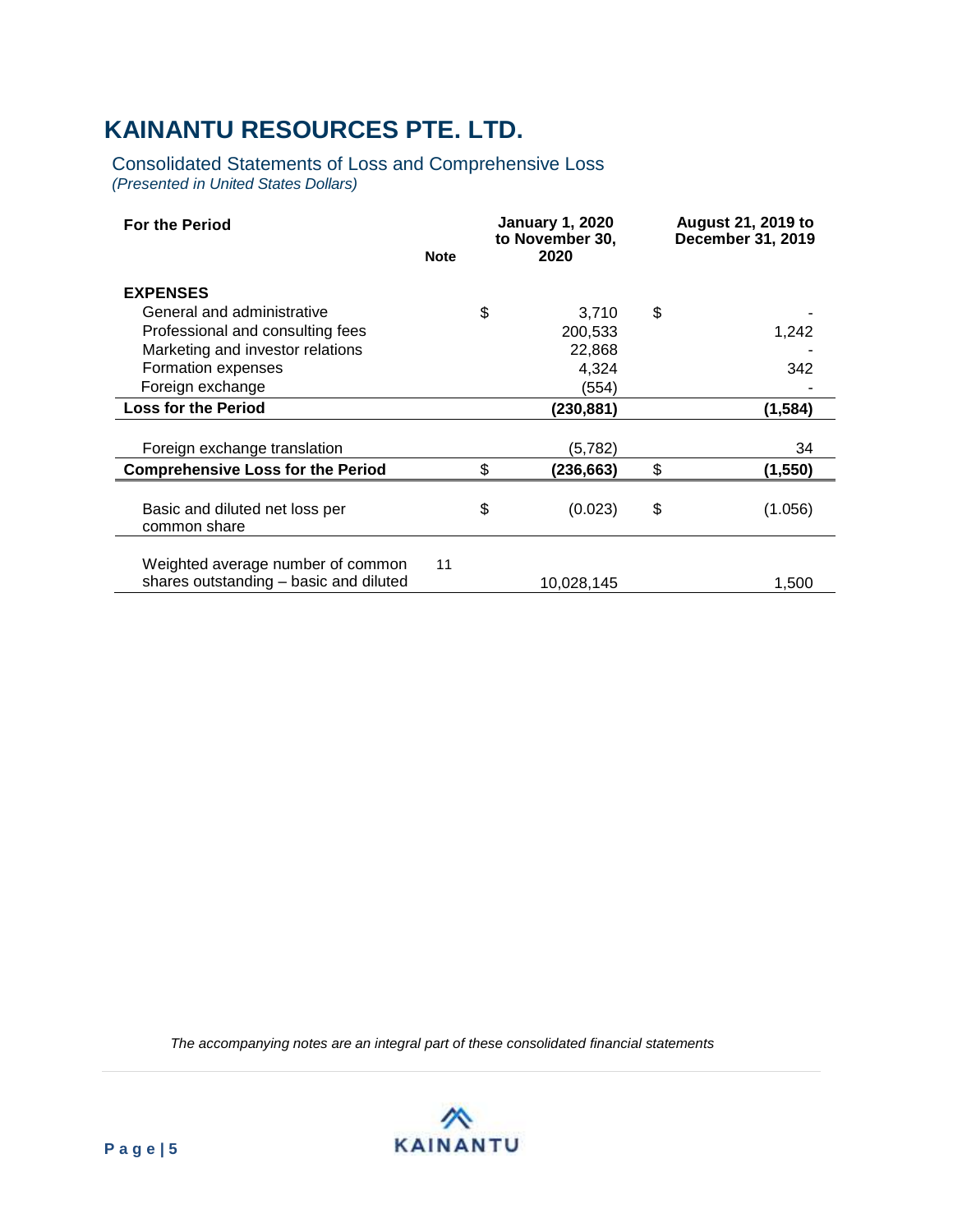# KAINANTU RESOURCES PTE. LTD.

## Consolidated Statements of Loss and Comprehensive Loss

*(Presented in United States Dollars)*

| For the Period | Note | January 1, 2020 to November 30, 2020 | August 21, 2019 to December 31, 2019 |
|---|---|---|---|
| **EXPENSES** | | | |
| General and administrative | | $ 3,710 | $ - |
| Professional and consulting fees | | 200,533 | 1,242 |
| Marketing and investor relations | | 22,868 | - |
| Formation expenses | | 4,324 | 342 |
| Foreign exchange | | (554) | - |
| **Loss for the Period** | | **(230,881)** | **(1,584)** |
| Foreign exchange translation | | (5,782) | 34 |
| **Comprehensive Loss for the Period** | | **$ (236,663)** | **$ (1,550)** |
| Basic and diluted net loss per common share | | $ (0.023) | $ (1.056) |
| Weighted average number of common shares outstanding – basic and diluted | 11 | 10,028,145 | 1,500 |

*The accompanying notes are an integral part of these consolidated financial statements*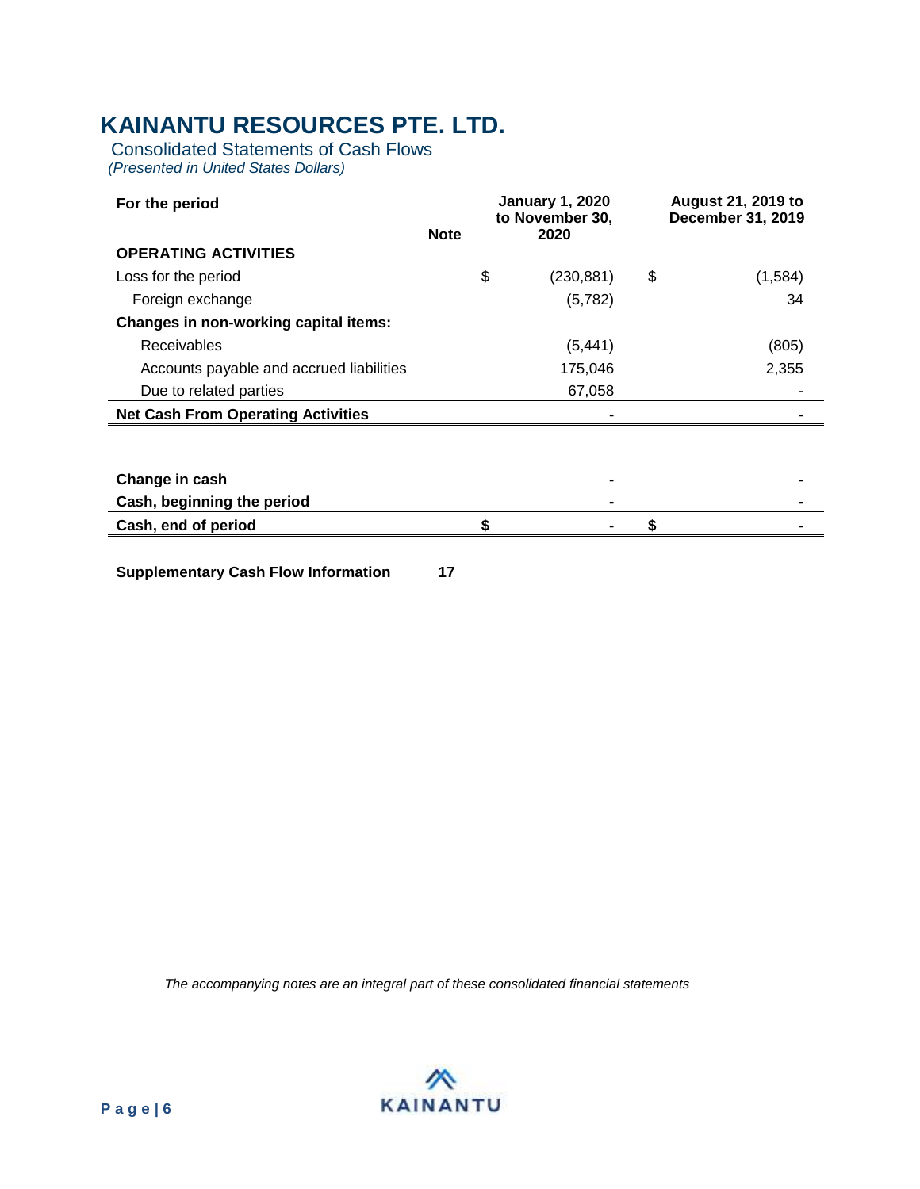# KAINANTU RESOURCES PTE. LTD.

Consolidated Statements of Cash Flows

*(Presented in United States Dollars)*

| For the period | Note | January 1, 2020 to November 30, 2020 | August 21, 2019 to December 31, 2019 |
|---|---|---|---|
| **OPERATING ACTIVITIES** | | | |
| Loss for the period | | $ (230,881) | $ (1,584) |
| Foreign exchange | | (5,782) | 34 |
| **Changes in non-working capital items:** | | | |
| Receivables | | (5,441) | (805) |
| Accounts payable and accrued liabilities | | 175,046 | 2,355 |
| Due to related parties | | 67,058 | - |
| **Net Cash From Operating Activities** | | **-** | **-** |
| | | | |
| **Change in cash** | | **-** | **-** |
| **Cash, beginning the period** | | **-** | **-** |
| **Cash, end of period** | | **$ -** | **$ -** |

**Supplementary Cash Flow Information** **17**

*The accompanying notes are an integral part of these consolidated financial statements*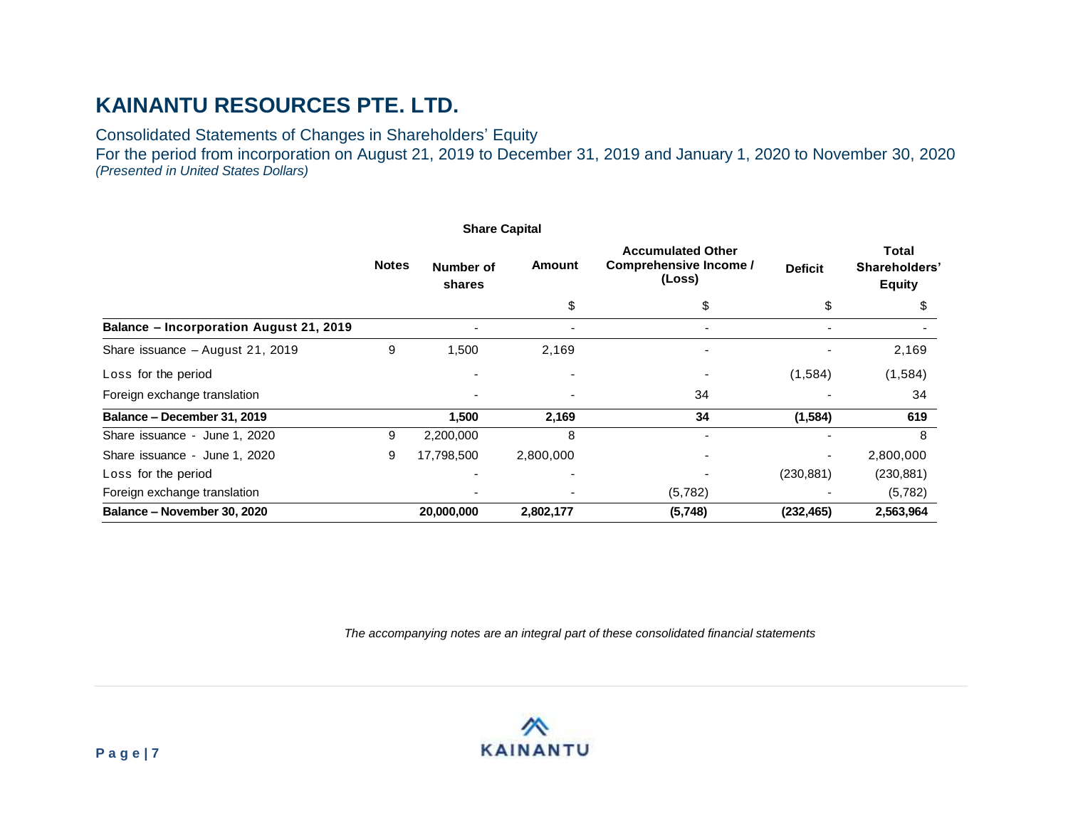# KAINANTU RESOURCES PTE. LTD.

Consolidated Statements of Changes in Shareholders' Equity

For the period from incorporation on August 21, 2019 to December 31, 2019 and January 1, 2020 to November 30, 2020

*(Presented in United States Dollars)*

| | Notes | Share Capital | | Accumulated Other Comprehensive Income / (Loss) | Deficit | Total Shareholders' Equity |
|---|---|---|---|---|---|---|
| | | Number of shares | Amount | | | |
| | | | $ | $ | $ | $ |
| **Balance – Incorporation August 21, 2019** | | - | - | - | - | - |
| Share issuance – August 21, 2019 | 9 | 1,500 | 2,169 | - | - | 2,169 |
| Loss for the period | | - | - | - | (1,584) | (1,584) |
| Foreign exchange translation | | - | - | 34 | - | 34 |
| **Balance – December 31, 2019** | | **1,500** | **2,169** | **34** | **(1,584)** | **619** |
| Share issuance - June 1, 2020 | 9 | 2,200,000 | 8 | - | - | 8 |
| Share issuance - June 1, 2020 | 9 | 17,798,500 | 2,800,000 | - | - | 2,800,000 |
| Loss for the period | | - | - | - | (230,881) | (230,881) |
| Foreign exchange translation | | - | - | (5,782) | - | (5,782) |
| **Balance – November 30, 2020** | | **20,000,000** | **2,802,177** | **(5,748)** | **(232,465)** | **2,563,964** |

*The accompanying notes are an integral part of these consolidated financial statements*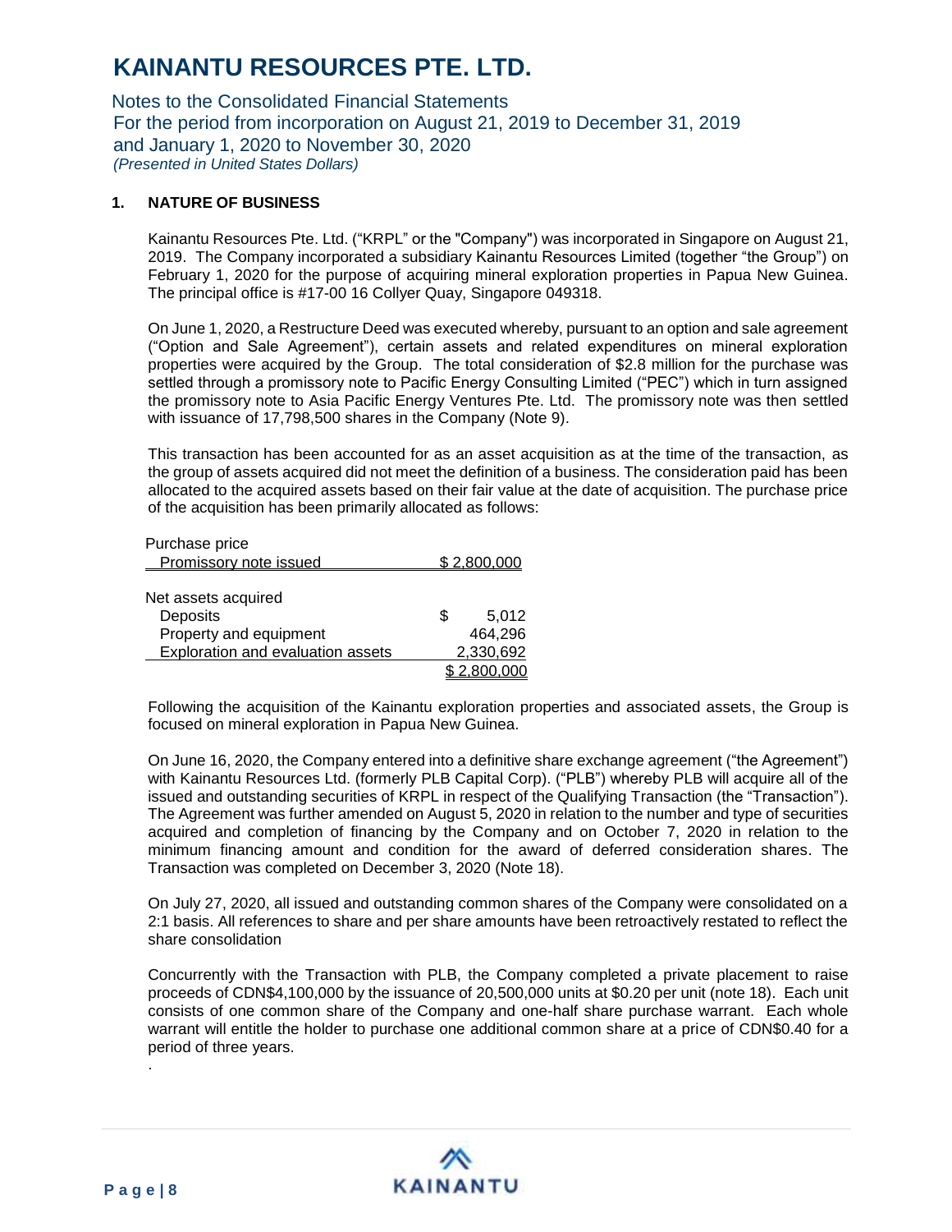# KAINANTU RESOURCES PTE. LTD.

Notes to the Consolidated Financial Statements
For the period from incorporation on August 21, 2019 to December 31, 2019
and January 1, 2020 to November 30, 2020
*(Presented in United States Dollars)*

## 1. NATURE OF BUSINESS

Kainantu Resources Pte. Ltd. ("KRPL" or the "Company") was incorporated in Singapore on August 21, 2019. The Company incorporated a subsidiary Kainantu Resources Limited (together "the Group") on February 1, 2020 for the purpose of acquiring mineral exploration properties in Papua New Guinea. The principal office is #17-00 16 Collyer Quay, Singapore 049318.

On June 1, 2020, a Restructure Deed was executed whereby, pursuant to an option and sale agreement ("Option and Sale Agreement"), certain assets and related expenditures on mineral exploration properties were acquired by the Group. The total consideration of $2.8 million for the purchase was settled through a promissory note to Pacific Energy Consulting Limited ("PEC") which in turn assigned the promissory note to Asia Pacific Energy Ventures Pte. Ltd. The promissory note was then settled with issuance of 17,798,500 shares in the Company (Note 9).

This transaction has been accounted for as an asset acquisition as at the time of the transaction, as the group of assets acquired did not meet the definition of a business. The consideration paid has been allocated to the acquired assets based on their fair value at the date of acquisition. The purchase price of the acquisition has been primarily allocated as follows:

| | |
|---|---|
| Purchase price | |
| Promissory note issued | $ 2,800,000 |
| | |
| Net assets acquired | |
| Deposits | $ 5,012 |
| Property and equipment | 464,296 |
| Exploration and evaluation assets | 2,330,692 |
| | $ 2,800,000 |

Following the acquisition of the Kainantu exploration properties and associated assets, the Group is focused on mineral exploration in Papua New Guinea.

On June 16, 2020, the Company entered into a definitive share exchange agreement ("the Agreement") with Kainantu Resources Ltd. (formerly PLB Capital Corp). ("PLB") whereby PLB will acquire all of the issued and outstanding securities of KRPL in respect of the Qualifying Transaction (the "Transaction"). The Agreement was further amended on August 5, 2020 in relation to the number and type of securities acquired and completion of financing by the Company and on October 7, 2020 in relation to the minimum financing amount and condition for the award of deferred consideration shares. The Transaction was completed on December 3, 2020 (Note 18).

On July 27, 2020, all issued and outstanding common shares of the Company were consolidated on a 2:1 basis. All references to share and per share amounts have been retroactively restated to reflect the share consolidation

Concurrently with the Transaction with PLB, the Company completed a private placement to raise proceeds of CDN$4,100,000 by the issuance of 20,500,000 units at $0.20 per unit (note 18). Each unit consists of one common share of the Company and one-half share purchase warrant. Each whole warrant will entitle the holder to purchase one additional common share at a price of CDN$0.40 for a period of three years.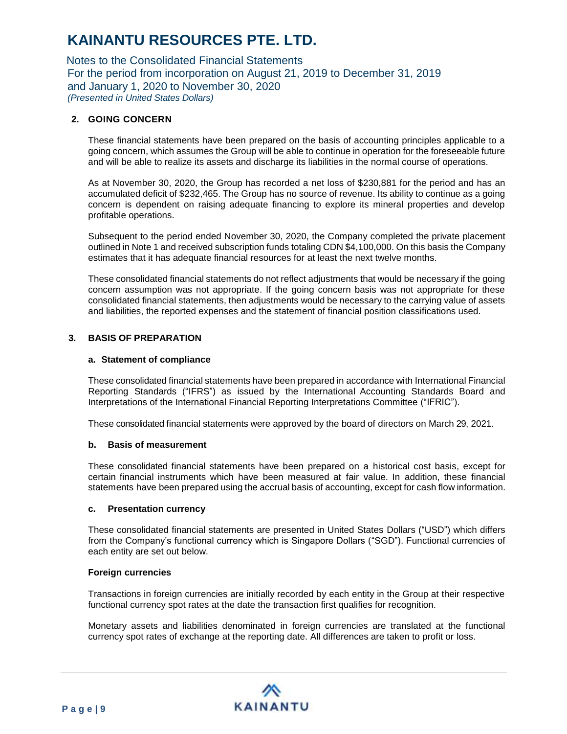## 2. GOING CONCERN

These financial statements have been prepared on the basis of accounting principles applicable to a going concern, which assumes the Group will be able to continue in operation for the foreseeable future and will be able to realize its assets and discharge its liabilities in the normal course of operations.

As at November 30, 2020, the Group has recorded a net loss of $230,881 for the period and has an accumulated deficit of $232,465. The Group has no source of revenue. Its ability to continue as a going concern is dependent on raising adequate financing to explore its mineral properties and develop profitable operations.

Subsequent to the period ended November 30, 2020, the Company completed the private placement outlined in Note 1 and received subscription funds totaling CDN $4,100,000. On this basis the Company estimates that it has adequate financial resources for at least the next twelve months.

These consolidated financial statements do not reflect adjustments that would be necessary if the going concern assumption was not appropriate. If the going concern basis was not appropriate for these consolidated financial statements, then adjustments would be necessary to the carrying value of assets and liabilities, the reported expenses and the statement of financial position classifications used.

## 3. BASIS OF PREPARATION

### a. Statement of compliance

These consolidated financial statements have been prepared in accordance with International Financial Reporting Standards ("IFRS") as issued by the International Accounting Standards Board and Interpretations of the International Financial Reporting Interpretations Committee ("IFRIC").

These consolidated financial statements were approved by the board of directors on March 29, 2021.

### b. Basis of measurement

These consolidated financial statements have been prepared on a historical cost basis, except for certain financial instruments which have been measured at fair value. In addition, these financial statements have been prepared using the accrual basis of accounting, except for cash flow information.

### c. Presentation currency

These consolidated financial statements are presented in United States Dollars ("USD") which differs from the Company's functional currency which is Singapore Dollars ("SGD"). Functional currencies of each entity are set out below.

**Foreign currencies**

Transactions in foreign currencies are initially recorded by each entity in the Group at their respective functional currency spot rates at the date the transaction first qualifies for recognition.

Monetary assets and liabilities denominated in foreign currencies are translated at the functional currency spot rates of exchange at the reporting date. All differences are taken to profit or loss.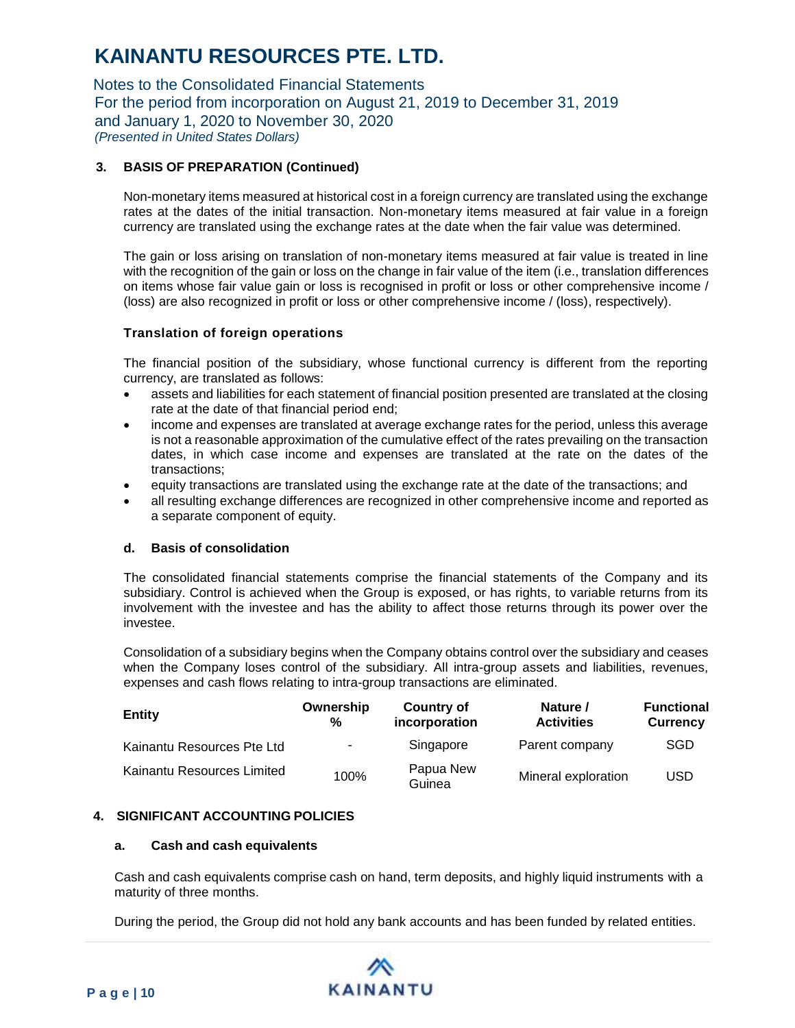### 3. BASIS OF PREPARATION (Continued)

Non-monetary items measured at historical cost in a foreign currency are translated using the exchange rates at the dates of the initial transaction. Non-monetary items measured at fair value in a foreign currency are translated using the exchange rates at the date when the fair value was determined.

The gain or loss arising on translation of non-monetary items measured at fair value is treated in line with the recognition of the gain or loss on the change in fair value of the item (i.e., translation differences on items whose fair value gain or loss is recognised in profit or loss or other comprehensive income / (loss) are also recognized in profit or loss or other comprehensive income / (loss), respectively).

**Translation of foreign operations**

The financial position of the subsidiary, whose functional currency is different from the reporting currency, are translated as follows:

- assets and liabilities for each statement of financial position presented are translated at the closing rate at the date of that financial period end;
- income and expenses are translated at average exchange rates for the period, unless this average is not a reasonable approximation of the cumulative effect of the rates prevailing on the transaction dates, in which case income and expenses are translated at the rate on the dates of the transactions;
- equity transactions are translated using the exchange rate at the date of the transactions; and
- all resulting exchange differences are recognized in other comprehensive income and reported as a separate component of equity.

#### d. Basis of consolidation

The consolidated financial statements comprise the financial statements of the Company and its subsidiary. Control is achieved when the Group is exposed, or has rights, to variable returns from its involvement with the investee and has the ability to affect those returns through its power over the investee.

Consolidation of a subsidiary begins when the Company obtains control over the subsidiary and ceases when the Company loses control of the subsidiary. All intra-group assets and liabilities, revenues, expenses and cash flows relating to intra-group transactions are eliminated.

| Entity | Ownership % | Country of incorporation | Nature / Activities | Functional Currency |
|---|---|---|---|---|
| Kainantu Resources Pte Ltd | - | Singapore | Parent company | SGD |
| Kainantu Resources Limited | 100% | Papua New Guinea | Mineral exploration | USD |

### 4. SIGNIFICANT ACCOUNTING POLICIES

#### a. Cash and cash equivalents

Cash and cash equivalents comprise cash on hand, term deposits, and highly liquid instruments with a maturity of three months.

During the period, the Group did not hold any bank accounts and has been funded by related entities.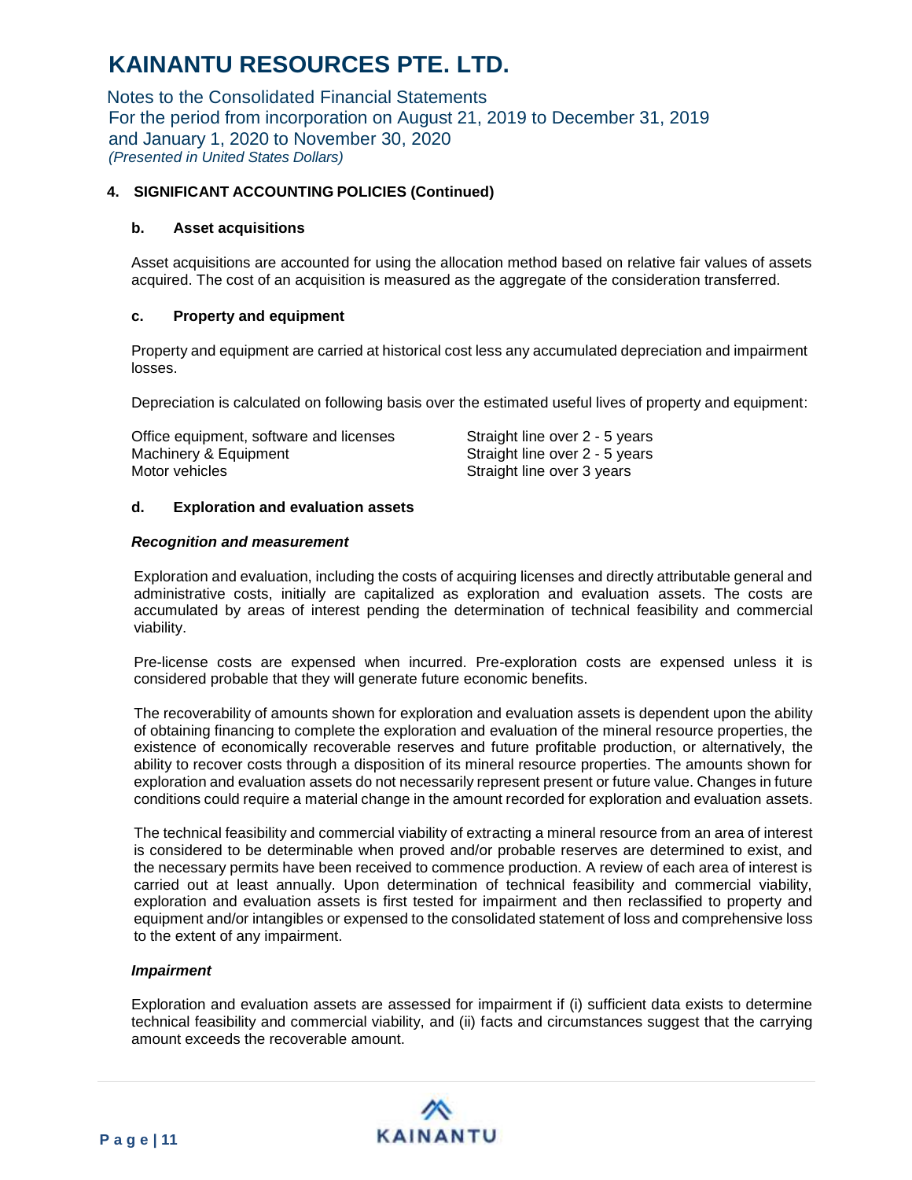## 4. SIGNIFICANT ACCOUNTING POLICIES (Continued)

### b. Asset acquisitions

Asset acquisitions are accounted for using the allocation method based on relative fair values of assets acquired. The cost of an acquisition is measured as the aggregate of the consideration transferred.

### c. Property and equipment

Property and equipment are carried at historical cost less any accumulated depreciation and impairment losses.

Depreciation is calculated on following basis over the estimated useful lives of property and equipment:

| | |
|---|---|
| Office equipment, software and licenses | Straight line over 2 - 5 years |
| Machinery & Equipment | Straight line over 2 - 5 years |
| Motor vehicles | Straight line over 3 years |

### d. Exploration and evaluation assets

***Recognition and measurement***

Exploration and evaluation, including the costs of acquiring licenses and directly attributable general and administrative costs, initially are capitalized as exploration and evaluation assets. The costs are accumulated by areas of interest pending the determination of technical feasibility and commercial viability.

Pre-license costs are expensed when incurred. Pre-exploration costs are expensed unless it is considered probable that they will generate future economic benefits.

The recoverability of amounts shown for exploration and evaluation assets is dependent upon the ability of obtaining financing to complete the exploration and evaluation of the mineral resource properties, the existence of economically recoverable reserves and future profitable production, or alternatively, the ability to recover costs through a disposition of its mineral resource properties. The amounts shown for exploration and evaluation assets do not necessarily represent present or future value. Changes in future conditions could require a material change in the amount recorded for exploration and evaluation assets.

The technical feasibility and commercial viability of extracting a mineral resource from an area of interest is considered to be determinable when proved and/or probable reserves are determined to exist, and the necessary permits have been received to commence production. A review of each area of interest is carried out at least annually. Upon determination of technical feasibility and commercial viability, exploration and evaluation assets is first tested for impairment and then reclassified to property and equipment and/or intangibles or expensed to the consolidated statement of loss and comprehensive loss to the extent of any impairment.

***Impairment***

Exploration and evaluation assets are assessed for impairment if (i) sufficient data exists to determine technical feasibility and commercial viability, and (ii) facts and circumstances suggest that the carrying amount exceeds the recoverable amount.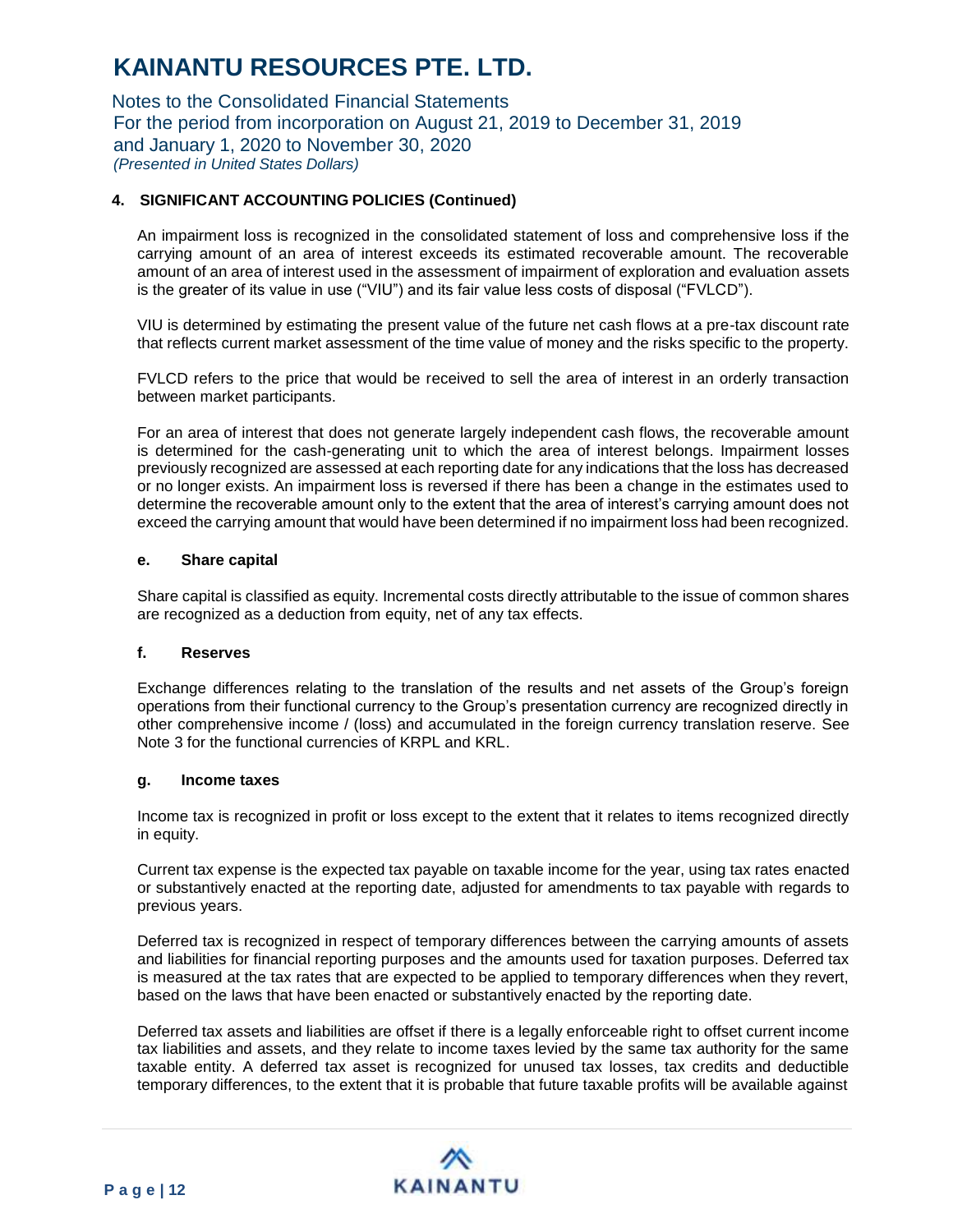#### 4. SIGNIFICANT ACCOUNTING POLICIES (Continued)

An impairment loss is recognized in the consolidated statement of loss and comprehensive loss if the carrying amount of an area of interest exceeds its estimated recoverable amount. The recoverable amount of an area of interest used in the assessment of impairment of exploration and evaluation assets is the greater of its value in use ("VIU") and its fair value less costs of disposal ("FVLCD").

VIU is determined by estimating the present value of the future net cash flows at a pre-tax discount rate that reflects current market assessment of the time value of money and the risks specific to the property.

FVLCD refers to the price that would be received to sell the area of interest in an orderly transaction between market participants.

For an area of interest that does not generate largely independent cash flows, the recoverable amount is determined for the cash-generating unit to which the area of interest belongs. Impairment losses previously recognized are assessed at each reporting date for any indications that the loss has decreased or no longer exists. An impairment loss is reversed if there has been a change in the estimates used to determine the recoverable amount only to the extent that the area of interest's carrying amount does not exceed the carrying amount that would have been determined if no impairment loss had been recognized.

##### e. Share capital

Share capital is classified as equity. Incremental costs directly attributable to the issue of common shares are recognized as a deduction from equity, net of any tax effects.

##### f. Reserves

Exchange differences relating to the translation of the results and net assets of the Group's foreign operations from their functional currency to the Group's presentation currency are recognized directly in other comprehensive income / (loss) and accumulated in the foreign currency translation reserve. See Note 3 for the functional currencies of KRPL and KRL.

##### g. Income taxes

Income tax is recognized in profit or loss except to the extent that it relates to items recognized directly in equity.

Current tax expense is the expected tax payable on taxable income for the year, using tax rates enacted or substantively enacted at the reporting date, adjusted for amendments to tax payable with regards to previous years.

Deferred tax is recognized in respect of temporary differences between the carrying amounts of assets and liabilities for financial reporting purposes and the amounts used for taxation purposes. Deferred tax is measured at the tax rates that are expected to be applied to temporary differences when they revert, based on the laws that have been enacted or substantively enacted by the reporting date.

Deferred tax assets and liabilities are offset if there is a legally enforceable right to offset current income tax liabilities and assets, and they relate to income taxes levied by the same tax authority for the same taxable entity. A deferred tax asset is recognized for unused tax losses, tax credits and deductible temporary differences, to the extent that it is probable that future taxable profits will be available against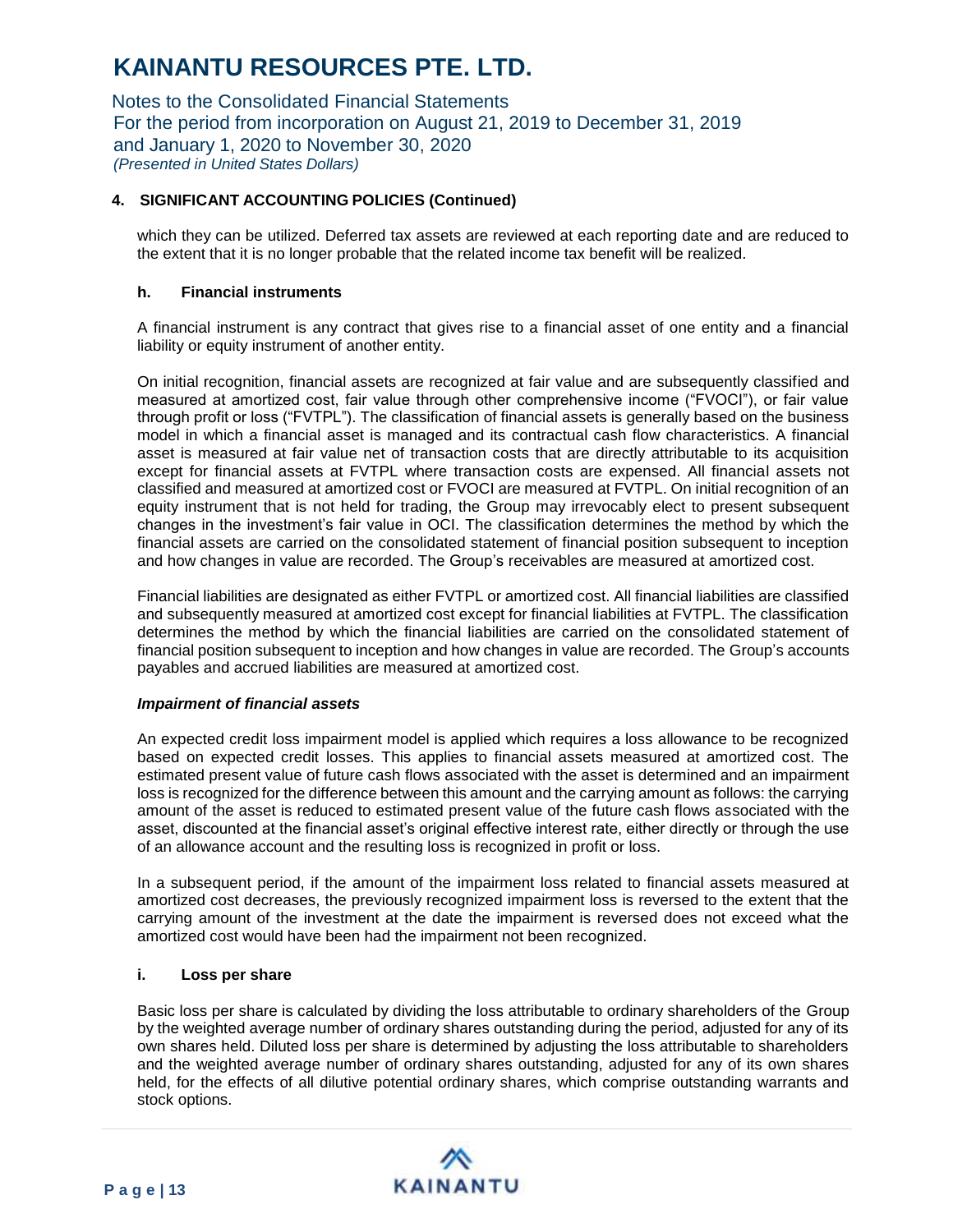### 4. SIGNIFICANT ACCOUNTING POLICIES (Continued)

which they can be utilized. Deferred tax assets are reviewed at each reporting date and are reduced to the extent that it is no longer probable that the related income tax benefit will be realized.

#### h. Financial instruments

A financial instrument is any contract that gives rise to a financial asset of one entity and a financial liability or equity instrument of another entity.

On initial recognition, financial assets are recognized at fair value and are subsequently classified and measured at amortized cost, fair value through other comprehensive income ("FVOCI"), or fair value through profit or loss ("FVTPL"). The classification of financial assets is generally based on the business model in which a financial asset is managed and its contractual cash flow characteristics. A financial asset is measured at fair value net of transaction costs that are directly attributable to its acquisition except for financial assets at FVTPL where transaction costs are expensed. All financial assets not classified and measured at amortized cost or FVOCI are measured at FVTPL. On initial recognition of an equity instrument that is not held for trading, the Group may irrevocably elect to present subsequent changes in the investment's fair value in OCI. The classification determines the method by which the financial assets are carried on the consolidated statement of financial position subsequent to inception and how changes in value are recorded. The Group's receivables are measured at amortized cost.

Financial liabilities are designated as either FVTPL or amortized cost. All financial liabilities are classified and subsequently measured at amortized cost except for financial liabilities at FVTPL. The classification determines the method by which the financial liabilities are carried on the consolidated statement of financial position subsequent to inception and how changes in value are recorded. The Group's accounts payables and accrued liabilities are measured at amortized cost.

***Impairment of financial assets***

An expected credit loss impairment model is applied which requires a loss allowance to be recognized based on expected credit losses. This applies to financial assets measured at amortized cost. The estimated present value of future cash flows associated with the asset is determined and an impairment loss is recognized for the difference between this amount and the carrying amount as follows: the carrying amount of the asset is reduced to estimated present value of the future cash flows associated with the asset, discounted at the financial asset's original effective interest rate, either directly or through the use of an allowance account and the resulting loss is recognized in profit or loss.

In a subsequent period, if the amount of the impairment loss related to financial assets measured at amortized cost decreases, the previously recognized impairment loss is reversed to the extent that the carrying amount of the investment at the date the impairment is reversed does not exceed what the amortized cost would have been had the impairment not been recognized.

#### i. Loss per share

Basic loss per share is calculated by dividing the loss attributable to ordinary shareholders of the Group by the weighted average number of ordinary shares outstanding during the period, adjusted for any of its own shares held. Diluted loss per share is determined by adjusting the loss attributable to shareholders and the weighted average number of ordinary shares outstanding, adjusted for any of its own shares held, for the effects of all dilutive potential ordinary shares, which comprise outstanding warrants and stock options.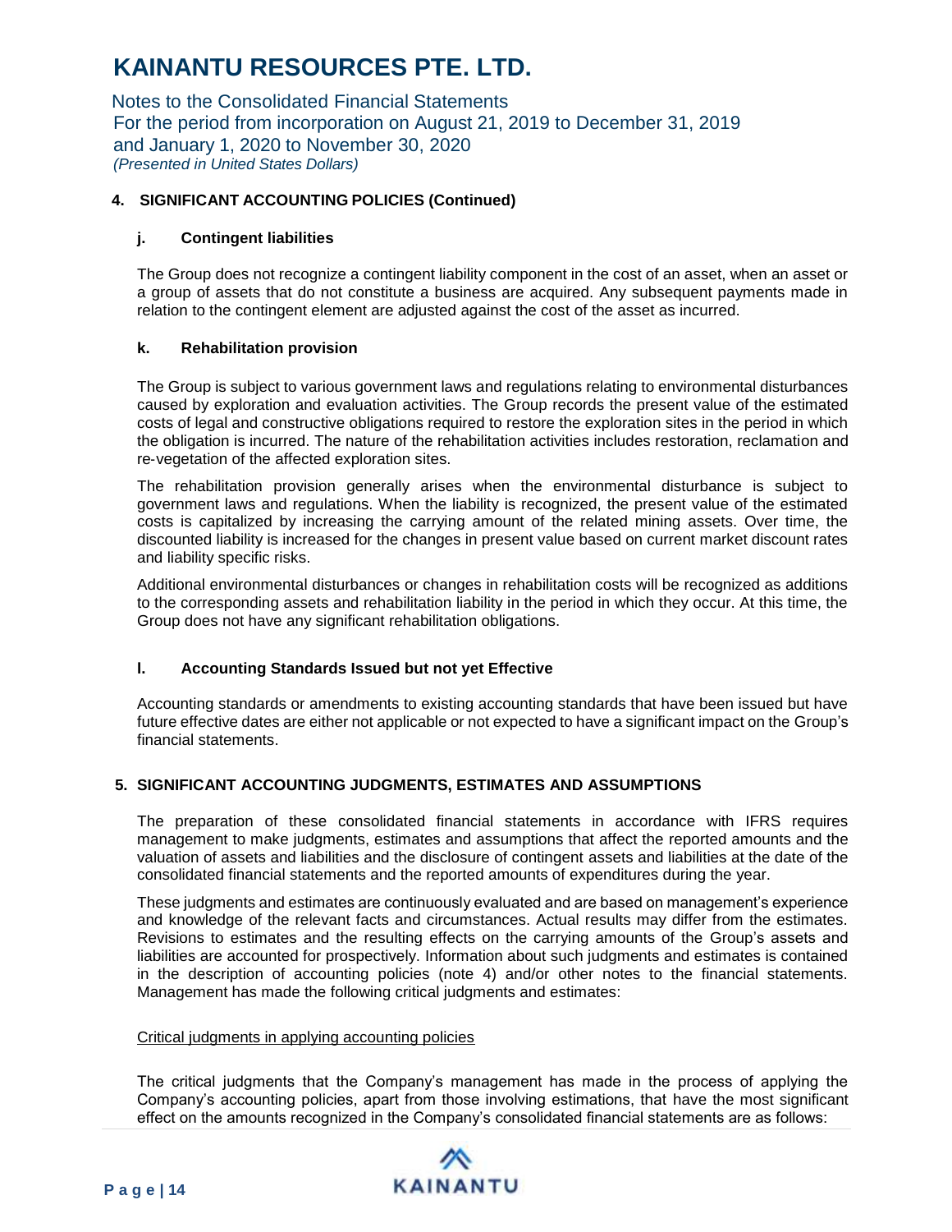# KAINANTU RESOURCES PTE. LTD.

Notes to the Consolidated Financial Statements
For the period from incorporation on August 21, 2019 to December 31, 2019
and January 1, 2020 to November 30, 2020
*(Presented in United States Dollars)*

**4. SIGNIFICANT ACCOUNTING POLICIES (Continued)**

**j. Contingent liabilities**

The Group does not recognize a contingent liability component in the cost of an asset, when an asset or a group of assets that do not constitute a business are acquired. Any subsequent payments made in relation to the contingent element are adjusted against the cost of the asset as incurred.

**k. Rehabilitation provision**

The Group is subject to various government laws and regulations relating to environmental disturbances caused by exploration and evaluation activities. The Group records the present value of the estimated costs of legal and constructive obligations required to restore the exploration sites in the period in which the obligation is incurred. The nature of the rehabilitation activities includes restoration, reclamation and re-vegetation of the affected exploration sites.

The rehabilitation provision generally arises when the environmental disturbance is subject to government laws and regulations. When the liability is recognized, the present value of the estimated costs is capitalized by increasing the carrying amount of the related mining assets. Over time, the discounted liability is increased for the changes in present value based on current market discount rates and liability specific risks.

Additional environmental disturbances or changes in rehabilitation costs will be recognized as additions to the corresponding assets and rehabilitation liability in the period in which they occur. At this time, the Group does not have any significant rehabilitation obligations.

**l. Accounting Standards Issued but not yet Effective**

Accounting standards or amendments to existing accounting standards that have been issued but have future effective dates are either not applicable or not expected to have a significant impact on the Group's financial statements.

**5. SIGNIFICANT ACCOUNTING JUDGMENTS, ESTIMATES AND ASSUMPTIONS**

The preparation of these consolidated financial statements in accordance with IFRS requires management to make judgments, estimates and assumptions that affect the reported amounts and the valuation of assets and liabilities and the disclosure of contingent assets and liabilities at the date of the consolidated financial statements and the reported amounts of expenditures during the year.

These judgments and estimates are continuously evaluated and are based on management's experience and knowledge of the relevant facts and circumstances. Actual results may differ from the estimates. Revisions to estimates and the resulting effects on the carrying amounts of the Group's assets and liabilities are accounted for prospectively. Information about such judgments and estimates is contained in the description of accounting policies (note 4) and/or other notes to the financial statements. Management has made the following critical judgments and estimates:

Critical judgments in applying accounting policies

The critical judgments that the Company's management has made in the process of applying the Company's accounting policies, apart from those involving estimations, that have the most significant effect on the amounts recognized in the Company's consolidated financial statements are as follows: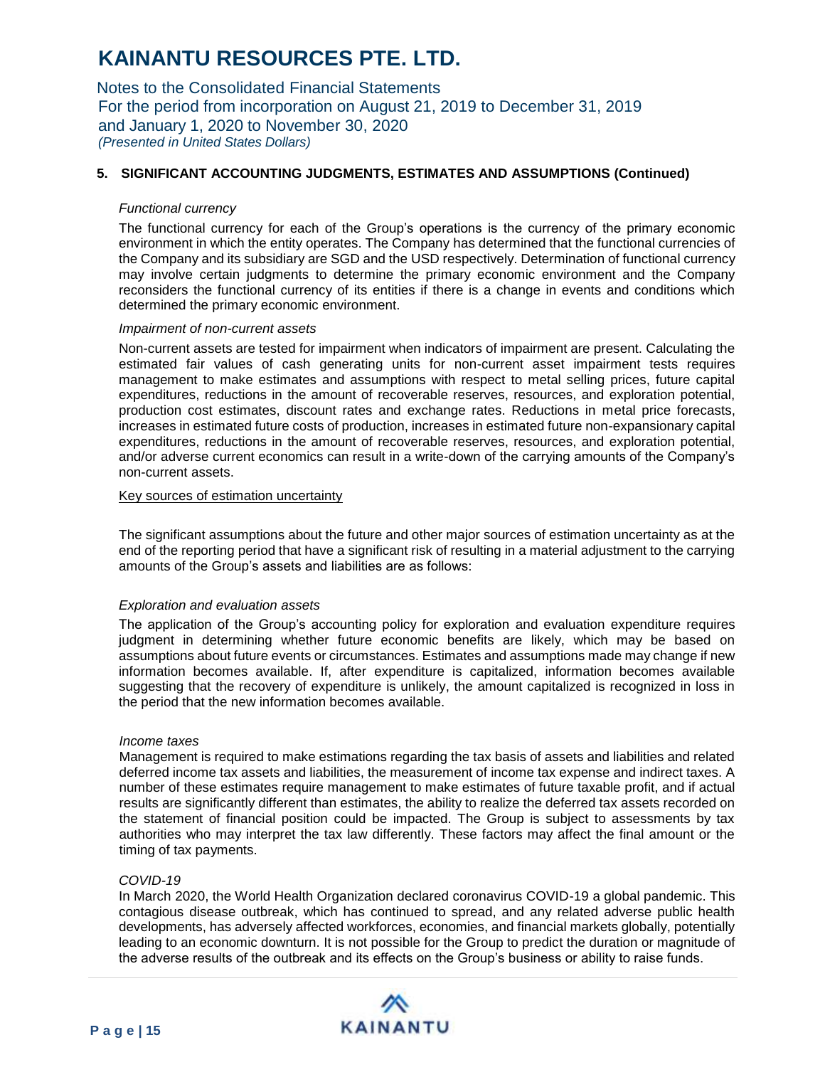## 5. SIGNIFICANT ACCOUNTING JUDGMENTS, ESTIMATES AND ASSUMPTIONS (Continued)

*Functional currency*

The functional currency for each of the Group's operations is the currency of the primary economic environment in which the entity operates. The Company has determined that the functional currencies of the Company and its subsidiary are SGD and the USD respectively. Determination of functional currency may involve certain judgments to determine the primary economic environment and the Company reconsiders the functional currency of its entities if there is a change in events and conditions which determined the primary economic environment.

*Impairment of non-current assets*

Non-current assets are tested for impairment when indicators of impairment are present. Calculating the estimated fair values of cash generating units for non-current asset impairment tests requires management to make estimates and assumptions with respect to metal selling prices, future capital expenditures, reductions in the amount of recoverable reserves, resources, and exploration potential, production cost estimates, discount rates and exchange rates. Reductions in metal price forecasts, increases in estimated future costs of production, increases in estimated future non-expansionary capital expenditures, reductions in the amount of recoverable reserves, resources, and exploration potential, and/or adverse current economics can result in a write-down of the carrying amounts of the Company's non-current assets.

Key sources of estimation uncertainty

The significant assumptions about the future and other major sources of estimation uncertainty as at the end of the reporting period that have a significant risk of resulting in a material adjustment to the carrying amounts of the Group's assets and liabilities are as follows:

*Exploration and evaluation assets*

The application of the Group's accounting policy for exploration and evaluation expenditure requires judgment in determining whether future economic benefits are likely, which may be based on assumptions about future events or circumstances. Estimates and assumptions made may change if new information becomes available. If, after expenditure is capitalized, information becomes available suggesting that the recovery of expenditure is unlikely, the amount capitalized is recognized in loss in the period that the new information becomes available.

*Income taxes*

Management is required to make estimations regarding the tax basis of assets and liabilities and related deferred income tax assets and liabilities, the measurement of income tax expense and indirect taxes. A number of these estimates require management to make estimates of future taxable profit, and if actual results are significantly different than estimates, the ability to realize the deferred tax assets recorded on the statement of financial position could be impacted. The Group is subject to assessments by tax authorities who may interpret the tax law differently. These factors may affect the final amount or the timing of tax payments.

*COVID-19*

In March 2020, the World Health Organization declared coronavirus COVID-19 a global pandemic. This contagious disease outbreak, which has continued to spread, and any related adverse public health developments, has adversely affected workforces, economies, and financial markets globally, potentially leading to an economic downturn. It is not possible for the Group to predict the duration or magnitude of the adverse results of the outbreak and its effects on the Group's business or ability to raise funds.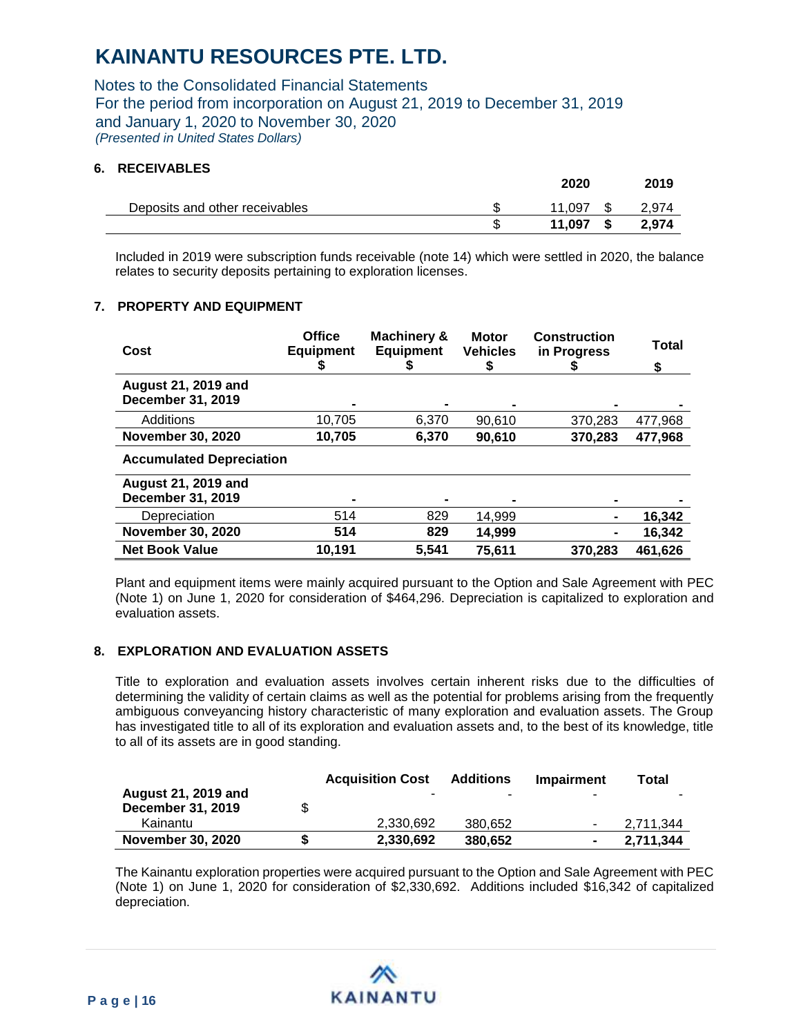# KAINANTU RESOURCES PTE. LTD.

Notes to the Consolidated Financial Statements
For the period from incorporation on August 21, 2019 to December 31, 2019
and January 1, 2020 to November 30, 2020
*(Presented in United States Dollars)*

## 6. RECEIVABLES

| | 2020 | 2019 |
|---|---|---|
| Deposits and other receivables | $ 11,097 | $ 2,974 |
| | **$ 11,097** | **$ 2,974** |

Included in 2019 were subscription funds receivable (note 14) which were settled in 2020, the balance relates to security deposits pertaining to exploration licenses.

## 7. PROPERTY AND EQUIPMENT

| Cost | Office Equipment $ | Machinery & Equipment $ | Motor Vehicles $ | Construction in Progress $ | Total $ |
|---|---|---|---|---|---|
| **August 21, 2019 and December 31, 2019** | - | - | - | - | - |
| Additions | 10,705 | 6,370 | 90,610 | 370,283 | 477,968 |
| **November 30, 2020** | **10,705** | **6,370** | **90,610** | **370,283** | **477,968** |
| **Accumulated Depreciation** | | | | | |
| **August 21, 2019 and December 31, 2019** | - | - | - | - | - |
| Depreciation | 514 | 829 | 14,999 | - | **16,342** |
| **November 30, 2020** | **514** | **829** | **14,999** | **-** | **16,342** |
| **Net Book Value** | **10,191** | **5,541** | **75,611** | **370,283** | **461,626** |

Plant and equipment items were mainly acquired pursuant to the Option and Sale Agreement with PEC (Note 1) on June 1, 2020 for consideration of $464,296. Depreciation is capitalized to exploration and evaluation assets.

## 8. EXPLORATION AND EVALUATION ASSETS

Title to exploration and evaluation assets involves certain inherent risks due to the difficulties of determining the validity of certain claims as well as the potential for problems arising from the frequently ambiguous conveyancing history characteristic of many exploration and evaluation assets. The Group has investigated title to all of its exploration and evaluation assets and, to the best of its knowledge, title to all of its assets are in good standing.

| | | Acquisition Cost | Additions | Impairment | Total |
|---|---|---|---|---|---|
| **August 21, 2019 and December 31, 2019** | $ | - | - | - | - |
| Kainantu | | 2,330,692 | 380,652 | - | 2,711,344 |
| **November 30, 2020** | **$** | **2,330,692** | **380,652** | **-** | **2,711,344** |

The Kainantu exploration properties were acquired pursuant to the Option and Sale Agreement with PEC (Note 1) on June 1, 2020 for consideration of $2,330,692. Additions included $16,342 of capitalized depreciation.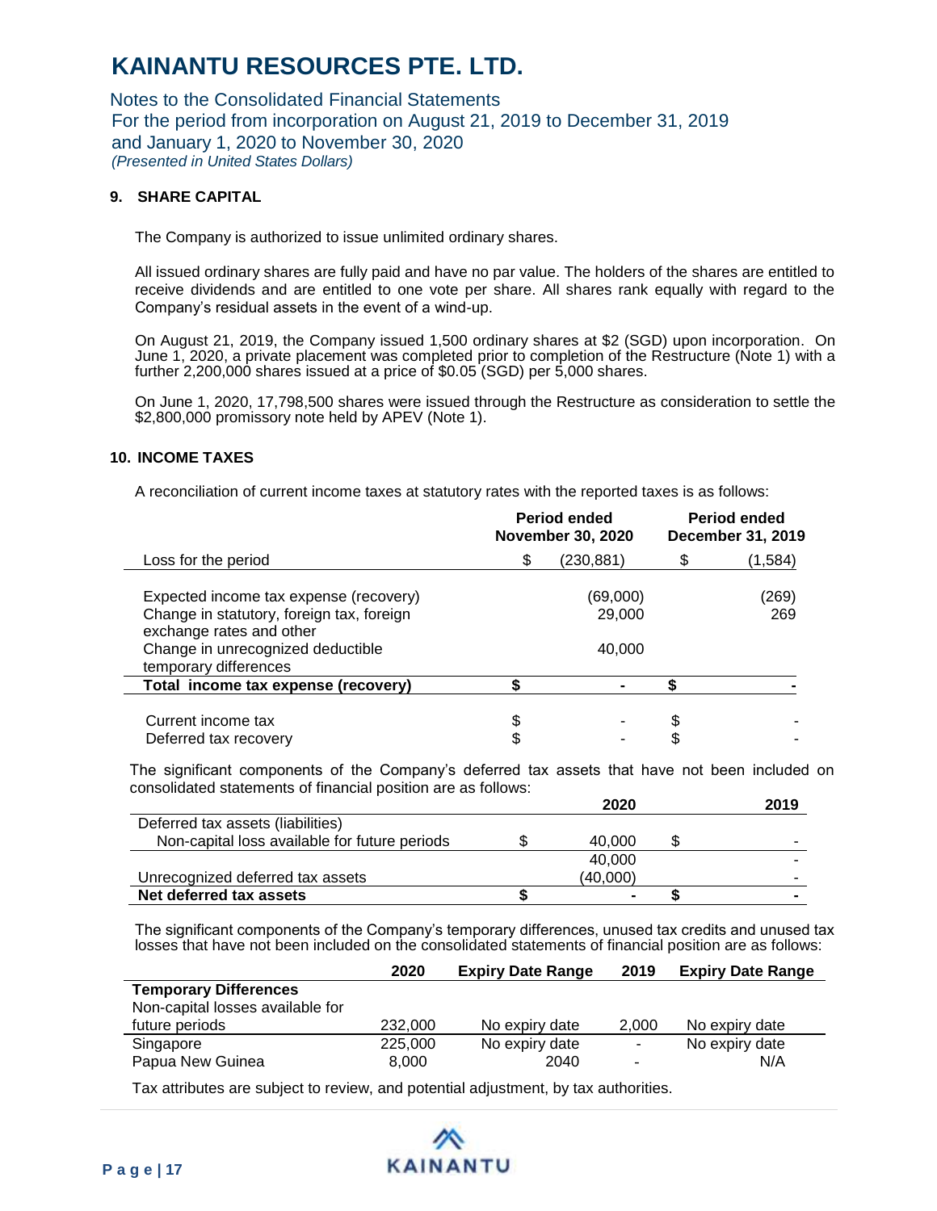# KAINANTU RESOURCES PTE. LTD.

Notes to the Consolidated Financial Statements
For the period from incorporation on August 21, 2019 to December 31, 2019
and January 1, 2020 to November 30, 2020
*(Presented in United States Dollars)*

## 9. SHARE CAPITAL

The Company is authorized to issue unlimited ordinary shares.

All issued ordinary shares are fully paid and have no par value. The holders of the shares are entitled to receive dividends and are entitled to one vote per share. All shares rank equally with regard to the Company's residual assets in the event of a wind-up.

On August 21, 2019, the Company issued 1,500 ordinary shares at $2 (SGD) upon incorporation. On June 1, 2020, a private placement was completed prior to completion of the Restructure (Note 1) with a further 2,200,000 shares issued at a price of $0.05 (SGD) per 5,000 shares.

On June 1, 2020, 17,798,500 shares were issued through the Restructure as consideration to settle the $2,800,000 promissory note held by APEV (Note 1).

## 10. INCOME TAXES

A reconciliation of current income taxes at statutory rates with the reported taxes is as follows:

| | Period ended November 30, 2020 | Period ended December 31, 2019 |
|---|---|---|
| Loss for the period | $ (230,881) | $ (1,584) |
| Expected income tax expense (recovery) | (69,000) | (269) |
| Change in statutory, foreign tax, foreign exchange rates and other | 29,000 | 269 |
| Change in unrecognized deductible temporary differences | 40,000 | |
| **Total income tax expense (recovery)** | **$ -** | **$ -** |
| Current income tax | $ - | $ - |
| Deferred tax recovery | $ - | $ - |

The significant components of the Company's deferred tax assets that have not been included on consolidated statements of financial position are as follows:

| | 2020 | 2019 |
|---|---|---|
| Deferred tax assets (liabilities) | | |
| Non-capital loss available for future periods | $ 40,000 | $ - |
| | 40,000 | - |
| Unrecognized deferred tax assets | (40,000) | - |
| **Net deferred tax assets** | **$ -** | **$ -** |

The significant components of the Company's temporary differences, unused tax credits and unused tax losses that have not been included on the consolidated statements of financial position are as follows:

| | 2020 | Expiry Date Range | 2019 | Expiry Date Range |
|---|---|---|---|---|
| **Temporary Differences** | | | | |
| Non-capital losses available for future periods | 232,000 | No expiry date | 2,000 | No expiry date |
| Singapore | 225,000 | No expiry date | - | No expiry date |
| Papua New Guinea | 8,000 | 2040 | - | N/A |

Tax attributes are subject to review, and potential adjustment, by tax authorities.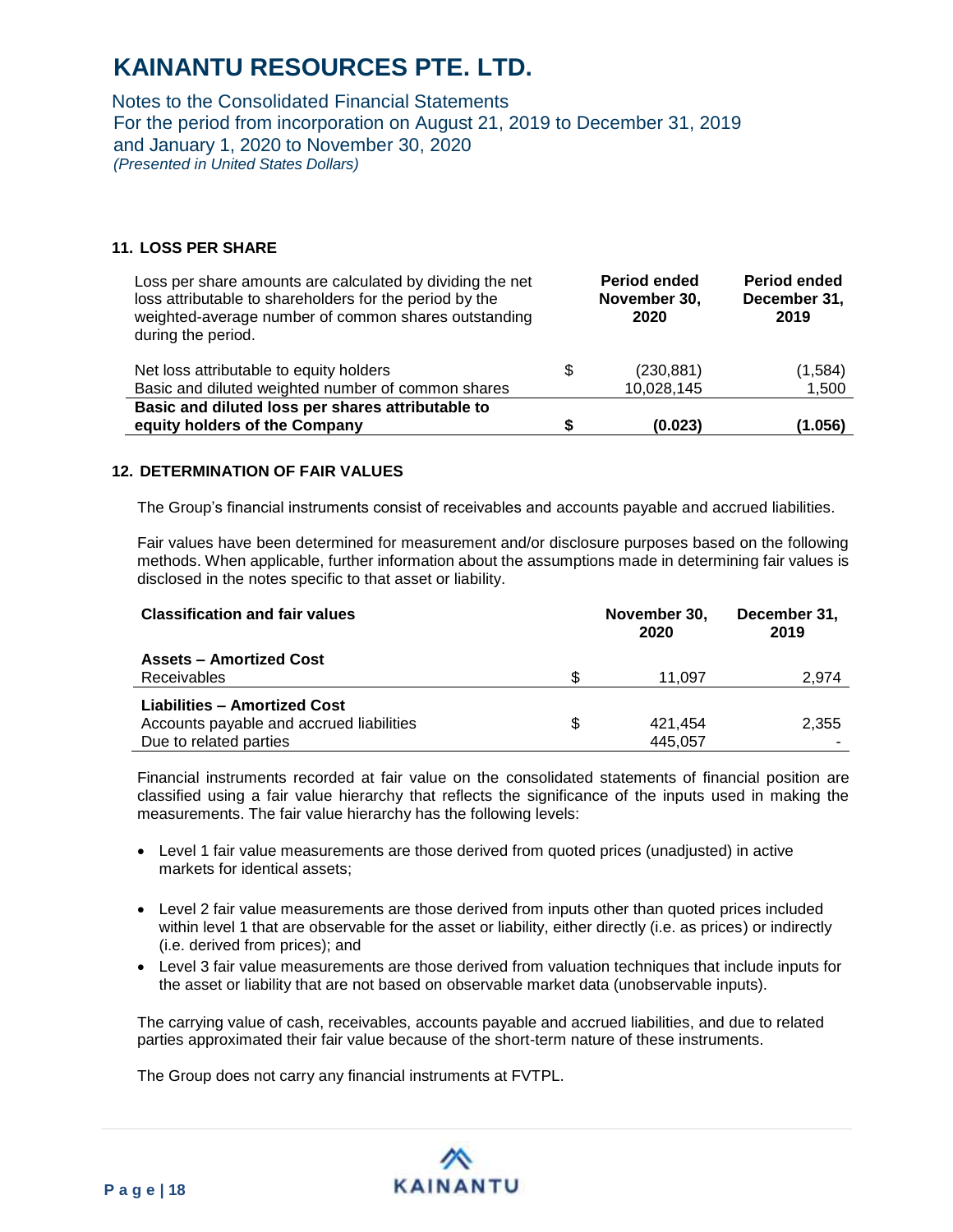## 11. LOSS PER SHARE

| Loss per share amounts are calculated by dividing the net loss attributable to shareholders for the period by the weighted-average number of common shares outstanding during the period. | | Period ended November 30, 2020 | Period ended December 31, 2019 |
|---|---|---|---|
| Net loss attributable to equity holders | $ | (230,881) | (1,584) |
| Basic and diluted weighted number of common shares | | 10,028,145 | 1,500 |
| **Basic and diluted loss per shares attributable to equity holders of the Company** | **$** | **(0.023)** | **(1.056)** |

## 12. DETERMINATION OF FAIR VALUES

The Group's financial instruments consist of receivables and accounts payable and accrued liabilities.

Fair values have been determined for measurement and/or disclosure purposes based on the following methods. When applicable, further information about the assumptions made in determining fair values is disclosed in the notes specific to that asset or liability.

| **Classification and fair values** | | **November 30, 2020** | **December 31, 2019** |
|---|---|---|---|
| **Assets – Amortized Cost** | | | |
| Receivables | $ | 11,097 | 2,974 |
| **Liabilities – Amortized Cost** | | | |
| Accounts payable and accrued liabilities | $ | 421,454 | 2,355 |
| Due to related parties | | 445,057 | - |

Financial instruments recorded at fair value on the consolidated statements of financial position are classified using a fair value hierarchy that reflects the significance of the inputs used in making the measurements. The fair value hierarchy has the following levels:

- Level 1 fair value measurements are those derived from quoted prices (unadjusted) in active markets for identical assets;
- Level 2 fair value measurements are those derived from inputs other than quoted prices included within level 1 that are observable for the asset or liability, either directly (i.e. as prices) or indirectly (i.e. derived from prices); and
- Level 3 fair value measurements are those derived from valuation techniques that include inputs for the asset or liability that are not based on observable market data (unobservable inputs).

The carrying value of cash, receivables, accounts payable and accrued liabilities, and due to related parties approximated their fair value because of the short-term nature of these instruments.

The Group does not carry any financial instruments at FVTPL.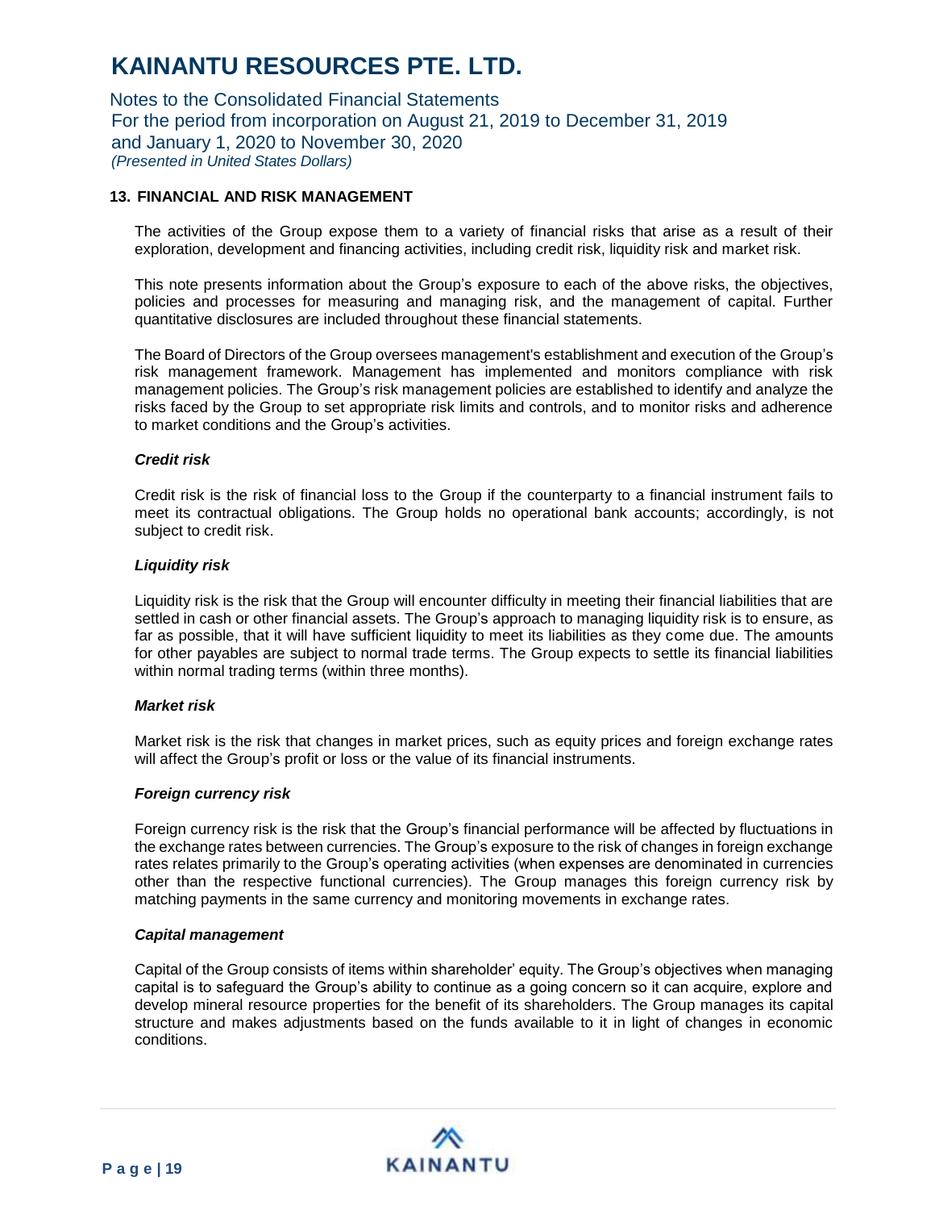## 13. FINANCIAL AND RISK MANAGEMENT

The activities of the Group expose them to a variety of financial risks that arise as a result of their exploration, development and financing activities, including credit risk, liquidity risk and market risk.

This note presents information about the Group's exposure to each of the above risks, the objectives, policies and processes for measuring and managing risk, and the management of capital. Further quantitative disclosures are included throughout these financial statements.

The Board of Directors of the Group oversees management's establishment and execution of the Group's risk management framework. Management has implemented and monitors compliance with risk management policies. The Group's risk management policies are established to identify and analyze the risks faced by the Group to set appropriate risk limits and controls, and to monitor risks and adherence to market conditions and the Group's activities.

### *Credit risk*

Credit risk is the risk of financial loss to the Group if the counterparty to a financial instrument fails to meet its contractual obligations. The Group holds no operational bank accounts; accordingly, is not subject to credit risk.

### *Liquidity risk*

Liquidity risk is the risk that the Group will encounter difficulty in meeting their financial liabilities that are settled in cash or other financial assets. The Group's approach to managing liquidity risk is to ensure, as far as possible, that it will have sufficient liquidity to meet its liabilities as they come due. The amounts for other payables are subject to normal trade terms. The Group expects to settle its financial liabilities within normal trading terms (within three months).

### *Market risk*

Market risk is the risk that changes in market prices, such as equity prices and foreign exchange rates will affect the Group's profit or loss or the value of its financial instruments.

### *Foreign currency risk*

Foreign currency risk is the risk that the Group's financial performance will be affected by fluctuations in the exchange rates between currencies. The Group's exposure to the risk of changes in foreign exchange rates relates primarily to the Group's operating activities (when expenses are denominated in currencies other than the respective functional currencies). The Group manages this foreign currency risk by matching payments in the same currency and monitoring movements in exchange rates.

### *Capital management*

Capital of the Group consists of items within shareholder' equity. The Group's objectives when managing capital is to safeguard the Group's ability to continue as a going concern so it can acquire, explore and develop mineral resource properties for the benefit of its shareholders. The Group manages its capital structure and makes adjustments based on the funds available to it in light of changes in economic conditions.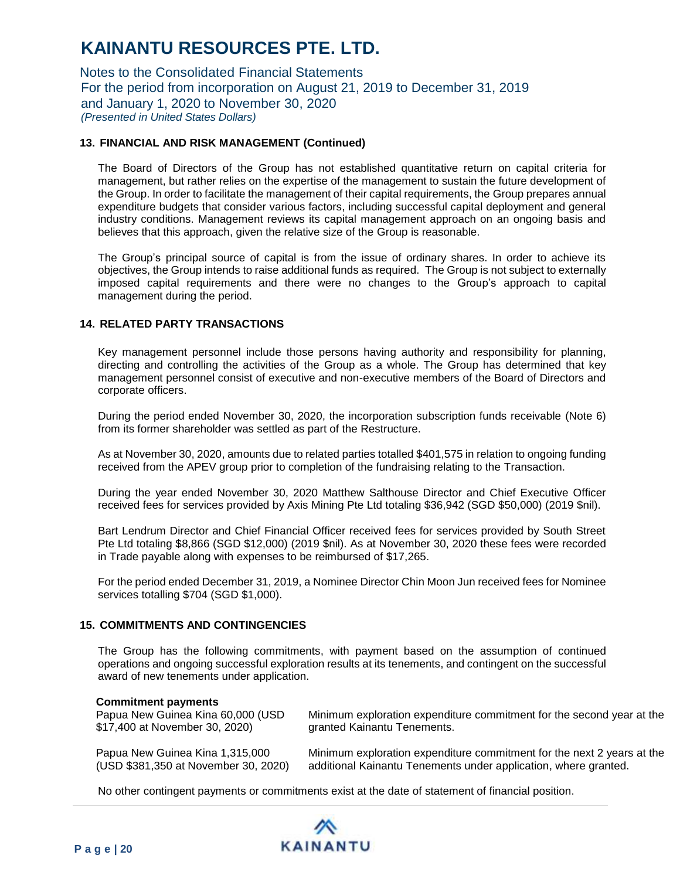## 13. FINANCIAL AND RISK MANAGEMENT (Continued)

The Board of Directors of the Group has not established quantitative return on capital criteria for management, but rather relies on the expertise of the management to sustain the future development of the Group. In order to facilitate the management of their capital requirements, the Group prepares annual expenditure budgets that consider various factors, including successful capital deployment and general industry conditions. Management reviews its capital management approach on an ongoing basis and believes that this approach, given the relative size of the Group is reasonable.

The Group's principal source of capital is from the issue of ordinary shares. In order to achieve its objectives, the Group intends to raise additional funds as required. The Group is not subject to externally imposed capital requirements and there were no changes to the Group's approach to capital management during the period.

## 14. RELATED PARTY TRANSACTIONS

Key management personnel include those persons having authority and responsibility for planning, directing and controlling the activities of the Group as a whole. The Group has determined that key management personnel consist of executive and non-executive members of the Board of Directors and corporate officers.

During the period ended November 30, 2020, the incorporation subscription funds receivable (Note 6) from its former shareholder was settled as part of the Restructure.

As at November 30, 2020, amounts due to related parties totalled $401,575 in relation to ongoing funding received from the APEV group prior to completion of the fundraising relating to the Transaction.

During the year ended November 30, 2020 Matthew Salthouse Director and Chief Executive Officer received fees for services provided by Axis Mining Pte Ltd totaling $36,942 (SGD $50,000) (2019 $nil).

Bart Lendrum Director and Chief Financial Officer received fees for services provided by South Street Pte Ltd totaling $8,866 (SGD $12,000) (2019 $nil). As at November 30, 2020 these fees were recorded in Trade payable along with expenses to be reimbursed of $17,265.

For the period ended December 31, 2019, a Nominee Director Chin Moon Jun received fees for Nominee services totalling $704 (SGD $1,000).

## 15. COMMITMENTS AND CONTINGENCIES

The Group has the following commitments, with payment based on the assumption of continued operations and ongoing successful exploration results at its tenements, and contingent on the successful award of new tenements under application.

| **Commitment payments** | |
|---|---|
| Papua New Guinea Kina 60,000 (USD $17,400 at November 30, 2020) | Minimum exploration expenditure commitment for the second year at the granted Kainantu Tenements. |
| Papua New Guinea Kina 1,315,000 (USD $381,350 at November 30, 2020) | Minimum exploration expenditure commitment for the next 2 years at the additional Kainantu Tenements under application, where granted. |

No other contingent payments or commitments exist at the date of statement of financial position.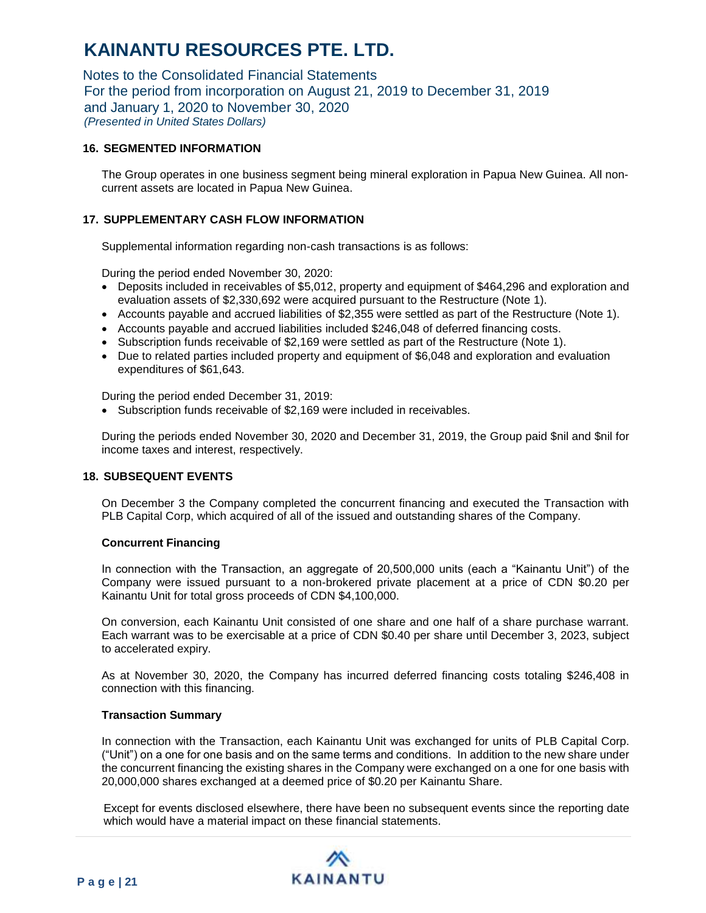# KAINANTU RESOURCES PTE. LTD.

Notes to the Consolidated Financial Statements
For the period from incorporation on August 21, 2019 to December 31, 2019
and January 1, 2020 to November 30, 2020
*(Presented in United States Dollars)*

## 16. SEGMENTED INFORMATION

The Group operates in one business segment being mineral exploration in Papua New Guinea. All non-current assets are located in Papua New Guinea.

## 17. SUPPLEMENTARY CASH FLOW INFORMATION

Supplemental information regarding non-cash transactions is as follows:

During the period ended November 30, 2020:

- Deposits included in receivables of $5,012, property and equipment of $464,296 and exploration and evaluation assets of $2,330,692 were acquired pursuant to the Restructure (Note 1).
- Accounts payable and accrued liabilities of $2,355 were settled as part of the Restructure (Note 1).
- Accounts payable and accrued liabilities included $246,048 of deferred financing costs.
- Subscription funds receivable of $2,169 were settled as part of the Restructure (Note 1).
- Due to related parties included property and equipment of $6,048 and exploration and evaluation expenditures of $61,643.

During the period ended December 31, 2019:

- Subscription funds receivable of $2,169 were included in receivables.

During the periods ended November 30, 2020 and December 31, 2019, the Group paid $nil and $nil for income taxes and interest, respectively.

## 18. SUBSEQUENT EVENTS

On December 3 the Company completed the concurrent financing and executed the Transaction with PLB Capital Corp, which acquired of all of the issued and outstanding shares of the Company.

### Concurrent Financing

In connection with the Transaction, an aggregate of 20,500,000 units (each a “Kainantu Unit”) of the Company were issued pursuant to a non-brokered private placement at a price of CDN $0.20 per Kainantu Unit for total gross proceeds of CDN $4,100,000.

On conversion, each Kainantu Unit consisted of one share and one half of a share purchase warrant. Each warrant was to be exercisable at a price of CDN $0.40 per share until December 3, 2023, subject to accelerated expiry.

As at November 30, 2020, the Company has incurred deferred financing costs totaling $246,408 in connection with this financing.

### Transaction Summary

In connection with the Transaction, each Kainantu Unit was exchanged for units of PLB Capital Corp. (“Unit”) on a one for one basis and on the same terms and conditions. In addition to the new share under the concurrent financing the existing shares in the Company were exchanged on a one for one basis with 20,000,000 shares exchanged at a deemed price of $0.20 per Kainantu Share.

Except for events disclosed elsewhere, there have been no subsequent events since the reporting date which would have a material impact on these financial statements.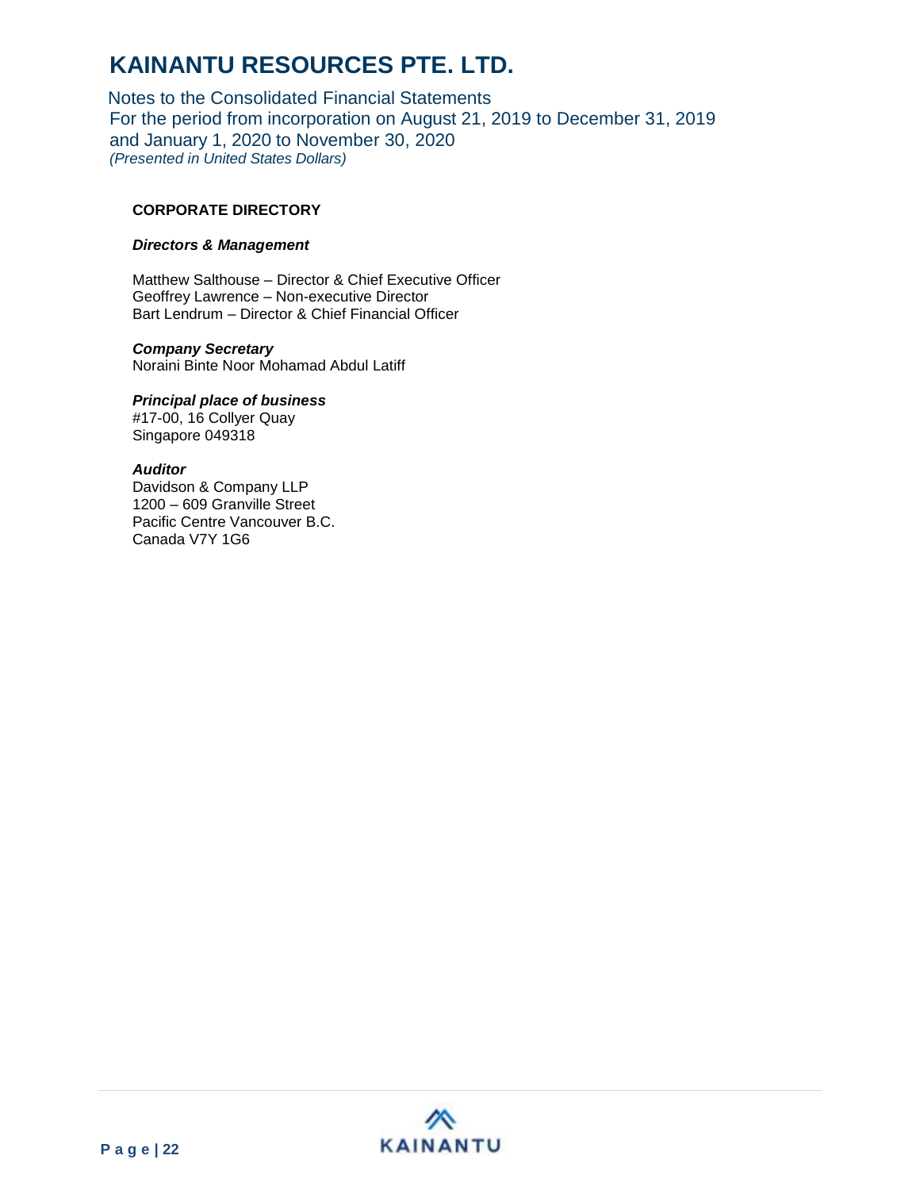# KAINANTU RESOURCES PTE. LTD.

Notes to the Consolidated Financial Statements
For the period from incorporation on August 21, 2019 to December 31, 2019
and January 1, 2020 to November 30, 2020
*(Presented in United States Dollars)*

## CORPORATE DIRECTORY

***Directors & Management***

Matthew Salthouse – Director & Chief Executive Officer
Geoffrey Lawrence – Non-executive Director
Bart Lendrum – Director & Chief Financial Officer

***Company Secretary***
Noraini Binte Noor Mohamad Abdul Latiff

***Principal place of business***
#17-00, 16 Collyer Quay
Singapore 049318

***Auditor***
Davidson & Company LLP
1200 – 609 Granville Street
Pacific Centre Vancouver B.C.
Canada V7Y 1G6